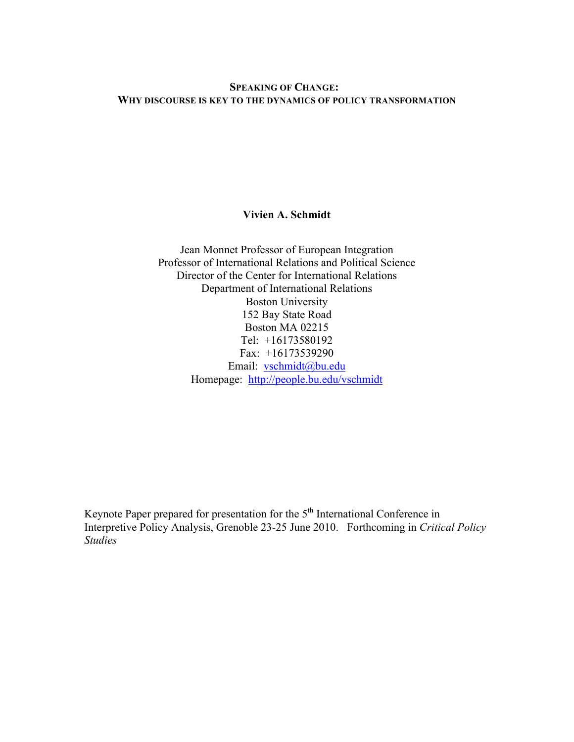# SPEAKING OF CHANGE:
## WHY DISCOURSE IS KEY TO THE DYNAMICS OF POLICY TRANSFORMATION

**Vivien A. Schmidt**

Jean Monnet Professor of European Integration
Professor of International Relations and Political Science
Director of the Center for International Relations
Department of International Relations
Boston University
152 Bay State Road
Boston MA 02215
Tel: +16173580192
Fax: +16173539290
Email: vschmidt@bu.edu
Homepage: http://people.bu.edu/vschmidt

Keynote Paper prepared for presentation for the 5th International Conference in Interpretive Policy Analysis, Grenoble 23-25 June 2010. Forthcoming in *Critical Policy Studies*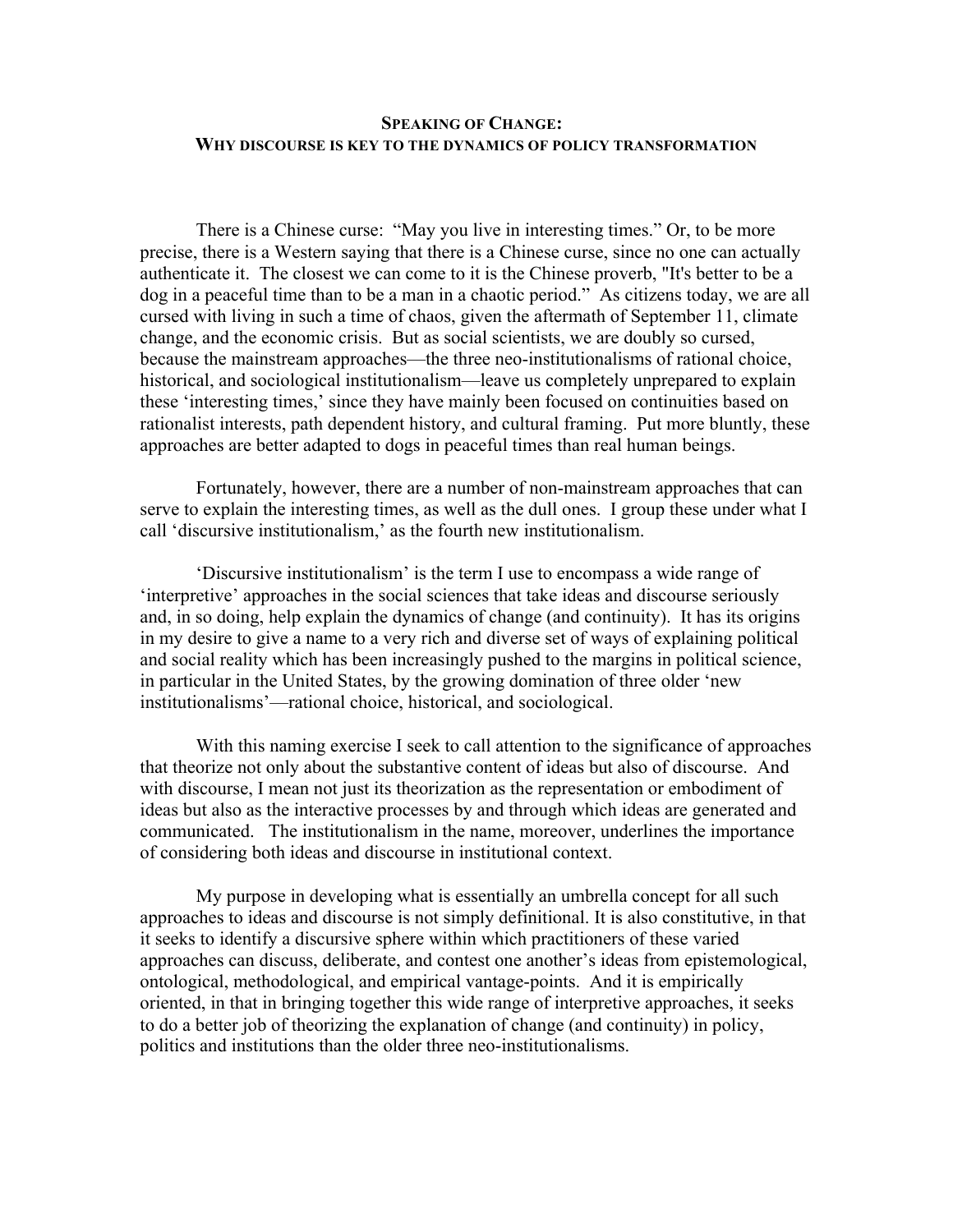# SPEAKING OF CHANGE: WHY DISCOURSE IS KEY TO THE DYNAMICS OF POLICY TRANSFORMATION

There is a Chinese curse: "May you live in interesting times." Or, to be more precise, there is a Western saying that there is a Chinese curse, since no one can actually authenticate it. The closest we can come to it is the Chinese proverb, "It's better to be a dog in a peaceful time than to be a man in a chaotic period." As citizens today, we are all cursed with living in such a time of chaos, given the aftermath of September 11, climate change, and the economic crisis. But as social scientists, we are doubly so cursed, because the mainstream approaches—the three neo-institutionalisms of rational choice, historical, and sociological institutionalism—leave us completely unprepared to explain these 'interesting times,' since they have mainly been focused on continuities based on rationalist interests, path dependent history, and cultural framing. Put more bluntly, these approaches are better adapted to dogs in peaceful times than real human beings.

Fortunately, however, there are a number of non-mainstream approaches that can serve to explain the interesting times, as well as the dull ones. I group these under what I call 'discursive institutionalism,' as the fourth new institutionalism.

'Discursive institutionalism' is the term I use to encompass a wide range of 'interpretive' approaches in the social sciences that take ideas and discourse seriously and, in so doing, help explain the dynamics of change (and continuity). It has its origins in my desire to give a name to a very rich and diverse set of ways of explaining political and social reality which has been increasingly pushed to the margins in political science, in particular in the United States, by the growing domination of three older 'new institutionalisms'—rational choice, historical, and sociological.

With this naming exercise I seek to call attention to the significance of approaches that theorize not only about the substantive content of ideas but also of discourse. And with discourse, I mean not just its theorization as the representation or embodiment of ideas but also as the interactive processes by and through which ideas are generated and communicated. The institutionalism in the name, moreover, underlines the importance of considering both ideas and discourse in institutional context.

My purpose in developing what is essentially an umbrella concept for all such approaches to ideas and discourse is not simply definitional. It is also constitutive, in that it seeks to identify a discursive sphere within which practitioners of these varied approaches can discuss, deliberate, and contest one another's ideas from epistemological, ontological, methodological, and empirical vantage-points. And it is empirically oriented, in that in bringing together this wide range of interpretive approaches, it seeks to do a better job of theorizing the explanation of change (and continuity) in policy, politics and institutions than the older three neo-institutionalisms.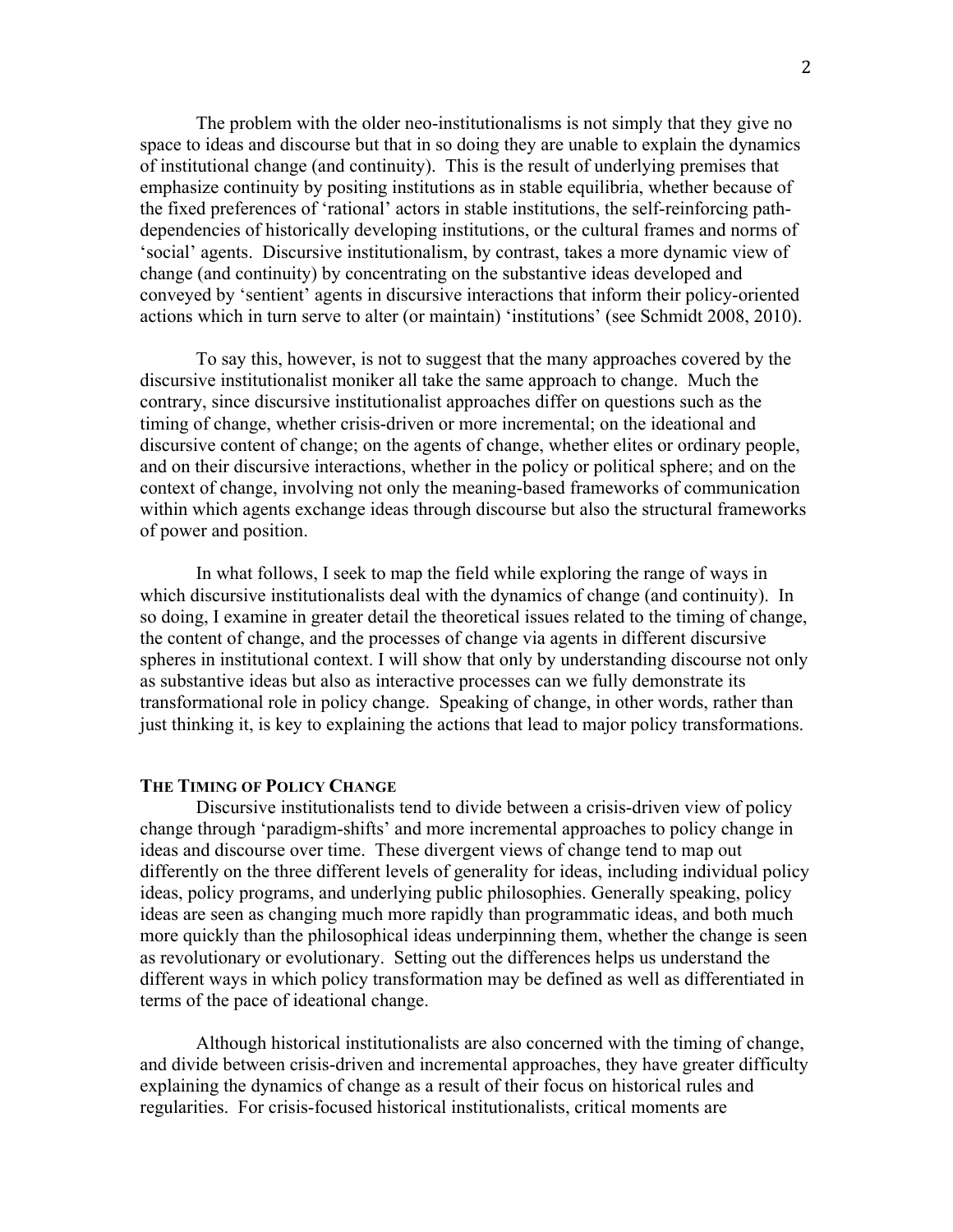The problem with the older neo-institutionalisms is not simply that they give no space to ideas and discourse but that in so doing they are unable to explain the dynamics of institutional change (and continuity). This is the result of underlying premises that emphasize continuity by positing institutions as in stable equilibria, whether because of the fixed preferences of 'rational' actors in stable institutions, the self-reinforcing path-dependencies of historically developing institutions, or the cultural frames and norms of 'social' agents. Discursive institutionalism, by contrast, takes a more dynamic view of change (and continuity) by concentrating on the substantive ideas developed and conveyed by 'sentient' agents in discursive interactions that inform their policy-oriented actions which in turn serve to alter (or maintain) 'institutions' (see Schmidt 2008, 2010).

To say this, however, is not to suggest that the many approaches covered by the discursive institutionalist moniker all take the same approach to change. Much the contrary, since discursive institutionalist approaches differ on questions such as the timing of change, whether crisis-driven or more incremental; on the ideational and discursive content of change; on the agents of change, whether elites or ordinary people, and on their discursive interactions, whether in the policy or political sphere; and on the context of change, involving not only the meaning-based frameworks of communication within which agents exchange ideas through discourse but also the structural frameworks of power and position.

In what follows, I seek to map the field while exploring the range of ways in which discursive institutionalists deal with the dynamics of change (and continuity). In so doing, I examine in greater detail the theoretical issues related to the timing of change, the content of change, and the processes of change via agents in different discursive spheres in institutional context. I will show that only by understanding discourse not only as substantive ideas but also as interactive processes can we fully demonstrate its transformational role in policy change. Speaking of change, in other words, rather than just thinking it, is key to explaining the actions that lead to major policy transformations.

## The Timing of Policy Change

Discursive institutionalists tend to divide between a crisis-driven view of policy change through 'paradigm-shifts' and more incremental approaches to policy change in ideas and discourse over time. These divergent views of change tend to map out differently on the three different levels of generality for ideas, including individual policy ideas, policy programs, and underlying public philosophies. Generally speaking, policy ideas are seen as changing much more rapidly than programmatic ideas, and both much more quickly than the philosophical ideas underpinning them, whether the change is seen as revolutionary or evolutionary. Setting out the differences helps us understand the different ways in which policy transformation may be defined as well as differentiated in terms of the pace of ideational change.

Although historical institutionalists are also concerned with the timing of change, and divide between crisis-driven and incremental approaches, they have greater difficulty explaining the dynamics of change as a result of their focus on historical rules and regularities. For crisis-focused historical institutionalists, critical moments are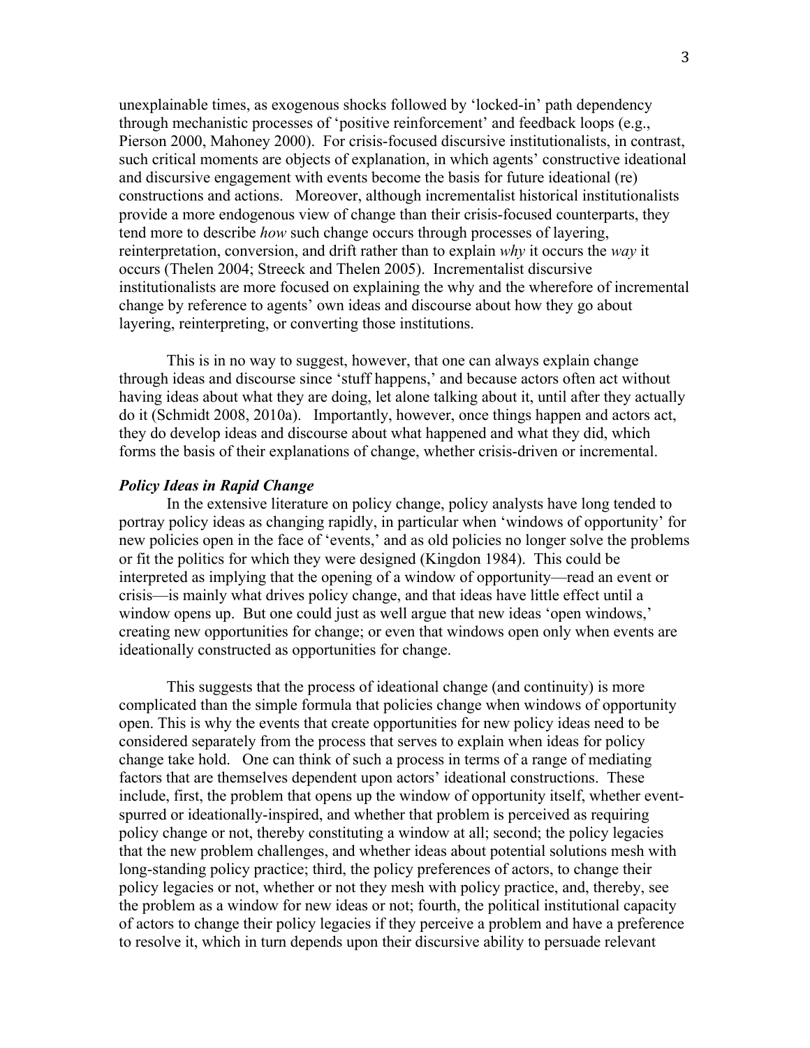unexplainable times, as exogenous shocks followed by 'locked-in' path dependency through mechanistic processes of 'positive reinforcement' and feedback loops (e.g., Pierson 2000, Mahoney 2000). For crisis-focused discursive institutionalists, in contrast, such critical moments are objects of explanation, in which agents' constructive ideational and discursive engagement with events become the basis for future ideational (re) constructions and actions. Moreover, although incrementalist historical institutionalists provide a more endogenous view of change than their crisis-focused counterparts, they tend more to describe *how* such change occurs through processes of layering, reinterpretation, conversion, and drift rather than to explain *why* it occurs the *way* it occurs (Thelen 2004; Streeck and Thelen 2005). Incrementalist discursive institutionalists are more focused on explaining the why and the wherefore of incremental change by reference to agents' own ideas and discourse about how they go about layering, reinterpreting, or converting those institutions.

This is in no way to suggest, however, that one can always explain change through ideas and discourse since 'stuff happens,' and because actors often act without having ideas about what they are doing, let alone talking about it, until after they actually do it (Schmidt 2008, 2010a). Importantly, however, once things happen and actors act, they do develop ideas and discourse about what happened and what they did, which forms the basis of their explanations of change, whether crisis-driven or incremental.

### *Policy Ideas in Rapid Change*

In the extensive literature on policy change, policy analysts have long tended to portray policy ideas as changing rapidly, in particular when 'windows of opportunity' for new policies open in the face of 'events,' and as old policies no longer solve the problems or fit the politics for which they were designed (Kingdon 1984). This could be interpreted as implying that the opening of a window of opportunity—read an event or crisis—is mainly what drives policy change, and that ideas have little effect until a window opens up. But one could just as well argue that new ideas 'open windows,' creating new opportunities for change; or even that windows open only when events are ideationally constructed as opportunities for change.

This suggests that the process of ideational change (and continuity) is more complicated than the simple formula that policies change when windows of opportunity open. This is why the events that create opportunities for new policy ideas need to be considered separately from the process that serves to explain when ideas for policy change take hold. One can think of such a process in terms of a range of mediating factors that are themselves dependent upon actors' ideational constructions. These include, first, the problem that opens up the window of opportunity itself, whether event-spurred or ideationally-inspired, and whether that problem is perceived as requiring policy change or not, thereby constituting a window at all; second; the policy legacies that the new problem challenges, and whether ideas about potential solutions mesh with long-standing policy practice; third, the policy preferences of actors, to change their policy legacies or not, whether or not they mesh with policy practice, and, thereby, see the problem as a window for new ideas or not; fourth, the political institutional capacity of actors to change their policy legacies if they perceive a problem and have a preference to resolve it, which in turn depends upon their discursive ability to persuade relevant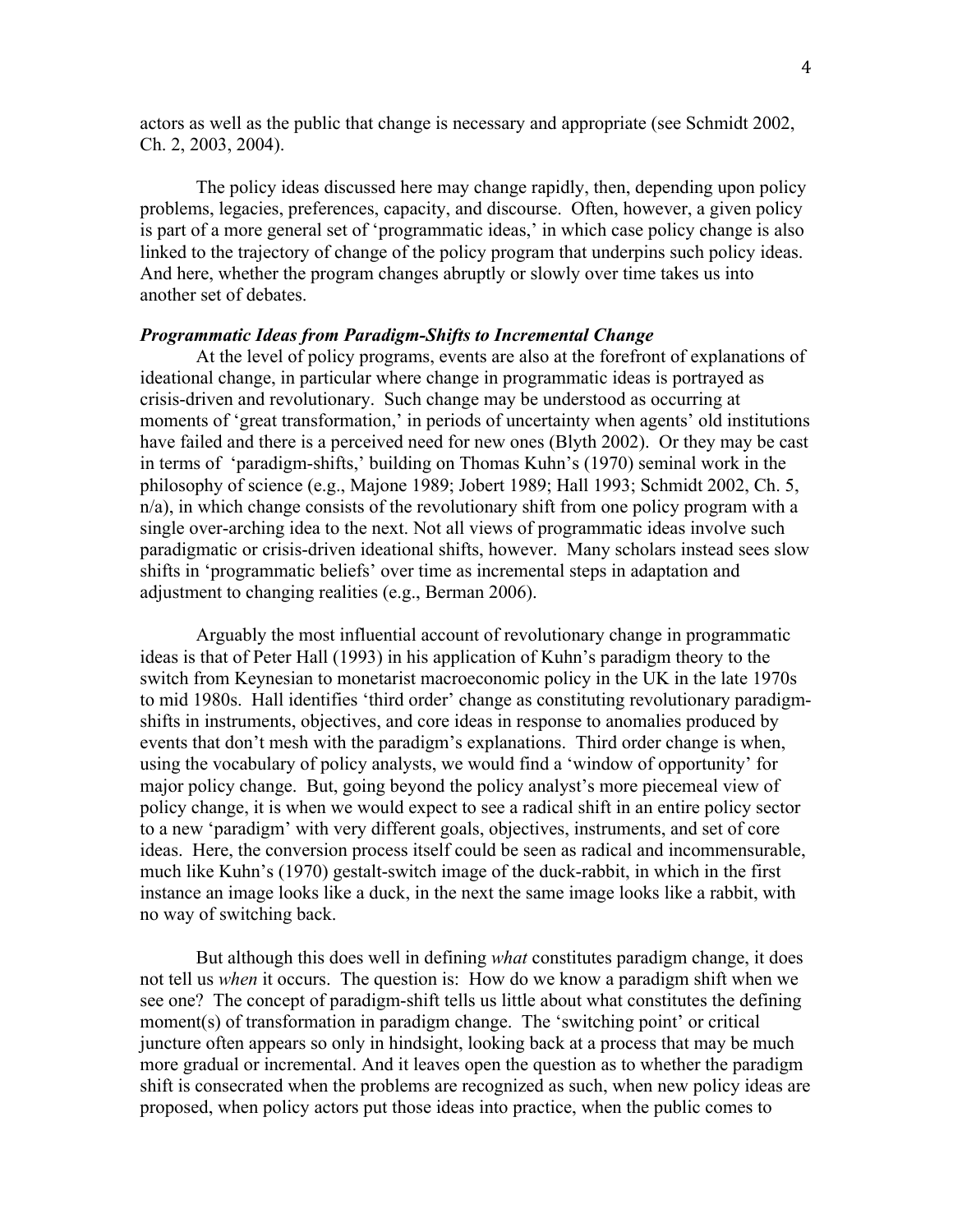actors as well as the public that change is necessary and appropriate (see Schmidt 2002, Ch. 2, 2003, 2004).

The policy ideas discussed here may change rapidly, then, depending upon policy problems, legacies, preferences, capacity, and discourse. Often, however, a given policy is part of a more general set of 'programmatic ideas,' in which case policy change is also linked to the trajectory of change of the policy program that underpins such policy ideas. And here, whether the program changes abruptly or slowly over time takes us into another set of debates.

***Programmatic Ideas from Paradigm-Shifts to Incremental Change***

At the level of policy programs, events are also at the forefront of explanations of ideational change, in particular where change in programmatic ideas is portrayed as crisis-driven and revolutionary. Such change may be understood as occurring at moments of 'great transformation,' in periods of uncertainty when agents' old institutions have failed and there is a perceived need for new ones (Blyth 2002). Or they may be cast in terms of 'paradigm-shifts,' building on Thomas Kuhn's (1970) seminal work in the philosophy of science (e.g., Majone 1989; Jobert 1989; Hall 1993; Schmidt 2002, Ch. 5, n/a), in which change consists of the revolutionary shift from one policy program with a single over-arching idea to the next. Not all views of programmatic ideas involve such paradigmatic or crisis-driven ideational shifts, however. Many scholars instead sees slow shifts in 'programmatic beliefs' over time as incremental steps in adaptation and adjustment to changing realities (e.g., Berman 2006).

Arguably the most influential account of revolutionary change in programmatic ideas is that of Peter Hall (1993) in his application of Kuhn's paradigm theory to the switch from Keynesian to monetarist macroeconomic policy in the UK in the late 1970s to mid 1980s. Hall identifies 'third order' change as constituting revolutionary paradigm-shifts in instruments, objectives, and core ideas in response to anomalies produced by events that don't mesh with the paradigm's explanations. Third order change is when, using the vocabulary of policy analysts, we would find a 'window of opportunity' for major policy change. But, going beyond the policy analyst's more piecemeal view of policy change, it is when we would expect to see a radical shift in an entire policy sector to a new 'paradigm' with very different goals, objectives, instruments, and set of core ideas. Here, the conversion process itself could be seen as radical and incommensurable, much like Kuhn's (1970) gestalt-switch image of the duck-rabbit, in which in the first instance an image looks like a duck, in the next the same image looks like a rabbit, with no way of switching back.

But although this does well in defining *what* constitutes paradigm change, it does not tell us *when* it occurs. The question is: How do we know a paradigm shift when we see one? The concept of paradigm-shift tells us little about what constitutes the defining moment(s) of transformation in paradigm change. The 'switching point' or critical juncture often appears so only in hindsight, looking back at a process that may be much more gradual or incremental. And it leaves open the question as to whether the paradigm shift is consecrated when the problems are recognized as such, when new policy ideas are proposed, when policy actors put those ideas into practice, when the public comes to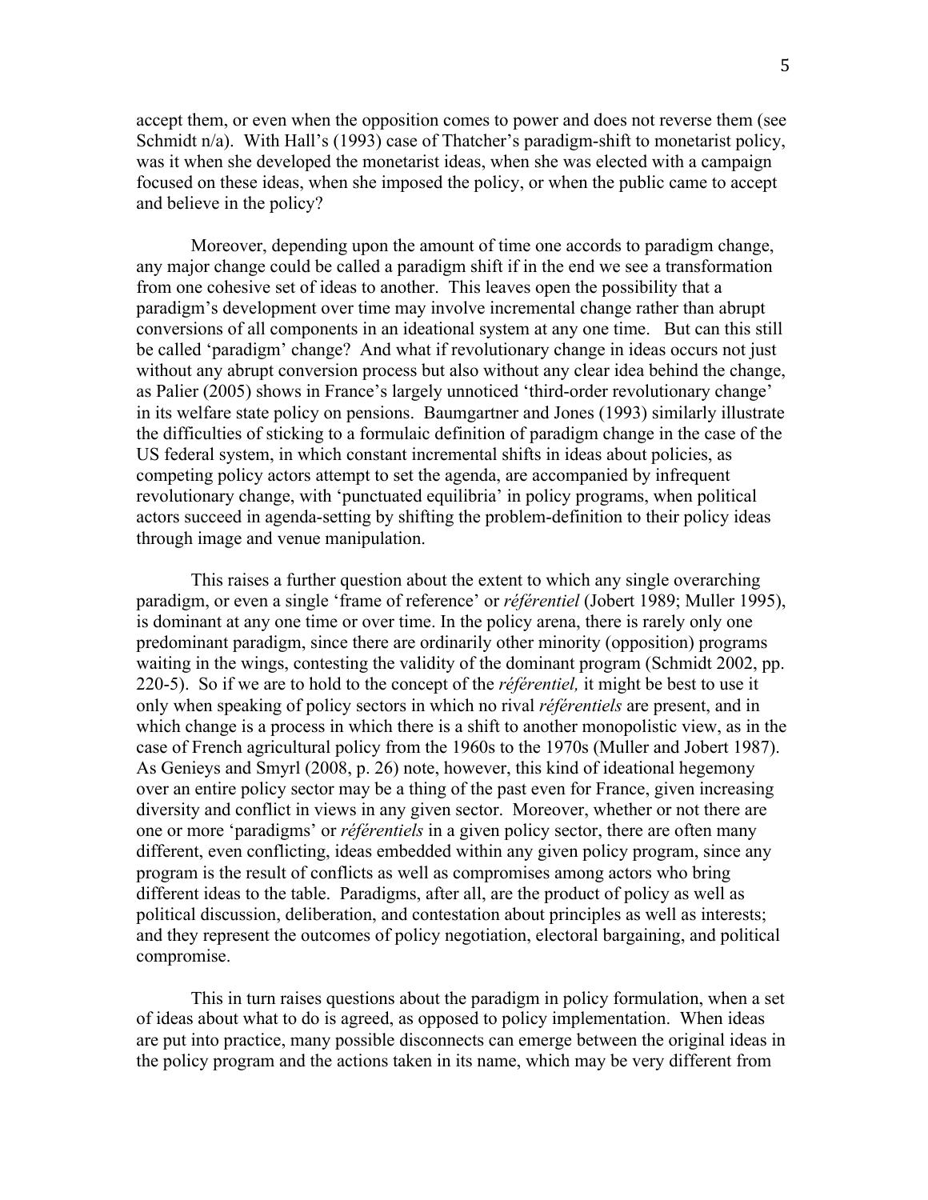accept them, or even when the opposition comes to power and does not reverse them (see Schmidt n/a). With Hall's (1993) case of Thatcher's paradigm-shift to monetarist policy, was it when she developed the monetarist ideas, when she was elected with a campaign focused on these ideas, when she imposed the policy, or when the public came to accept and believe in the policy?

Moreover, depending upon the amount of time one accords to paradigm change, any major change could be called a paradigm shift if in the end we see a transformation from one cohesive set of ideas to another. This leaves open the possibility that a paradigm's development over time may involve incremental change rather than abrupt conversions of all components in an ideational system at any one time. But can this still be called 'paradigm' change? And what if revolutionary change in ideas occurs not just without any abrupt conversion process but also without any clear idea behind the change, as Palier (2005) shows in France's largely unnoticed 'third-order revolutionary change' in its welfare state policy on pensions. Baumgartner and Jones (1993) similarly illustrate the difficulties of sticking to a formulaic definition of paradigm change in the case of the US federal system, in which constant incremental shifts in ideas about policies, as competing policy actors attempt to set the agenda, are accompanied by infrequent revolutionary change, with 'punctuated equilibria' in policy programs, when political actors succeed in agenda-setting by shifting the problem-definition to their policy ideas through image and venue manipulation.

This raises a further question about the extent to which any single overarching paradigm, or even a single 'frame of reference' or *référentiel* (Jobert 1989; Muller 1995), is dominant at any one time or over time. In the policy arena, there is rarely only one predominant paradigm, since there are ordinarily other minority (opposition) programs waiting in the wings, contesting the validity of the dominant program (Schmidt 2002, pp. 220-5). So if we are to hold to the concept of the *référentiel,* it might be best to use it only when speaking of policy sectors in which no rival *référentiels* are present, and in which change is a process in which there is a shift to another monopolistic view, as in the case of French agricultural policy from the 1960s to the 1970s (Muller and Jobert 1987). As Genieys and Smyrl (2008, p. 26) note, however, this kind of ideational hegemony over an entire policy sector may be a thing of the past even for France, given increasing diversity and conflict in views in any given sector. Moreover, whether or not there are one or more 'paradigms' or *référentiels* in a given policy sector, there are often many different, even conflicting, ideas embedded within any given policy program, since any program is the result of conflicts as well as compromises among actors who bring different ideas to the table. Paradigms, after all, are the product of policy as well as political discussion, deliberation, and contestation about principles as well as interests; and they represent the outcomes of policy negotiation, electoral bargaining, and political compromise.

This in turn raises questions about the paradigm in policy formulation, when a set of ideas about what to do is agreed, as opposed to policy implementation. When ideas are put into practice, many possible disconnects can emerge between the original ideas in the policy program and the actions taken in its name, which may be very different from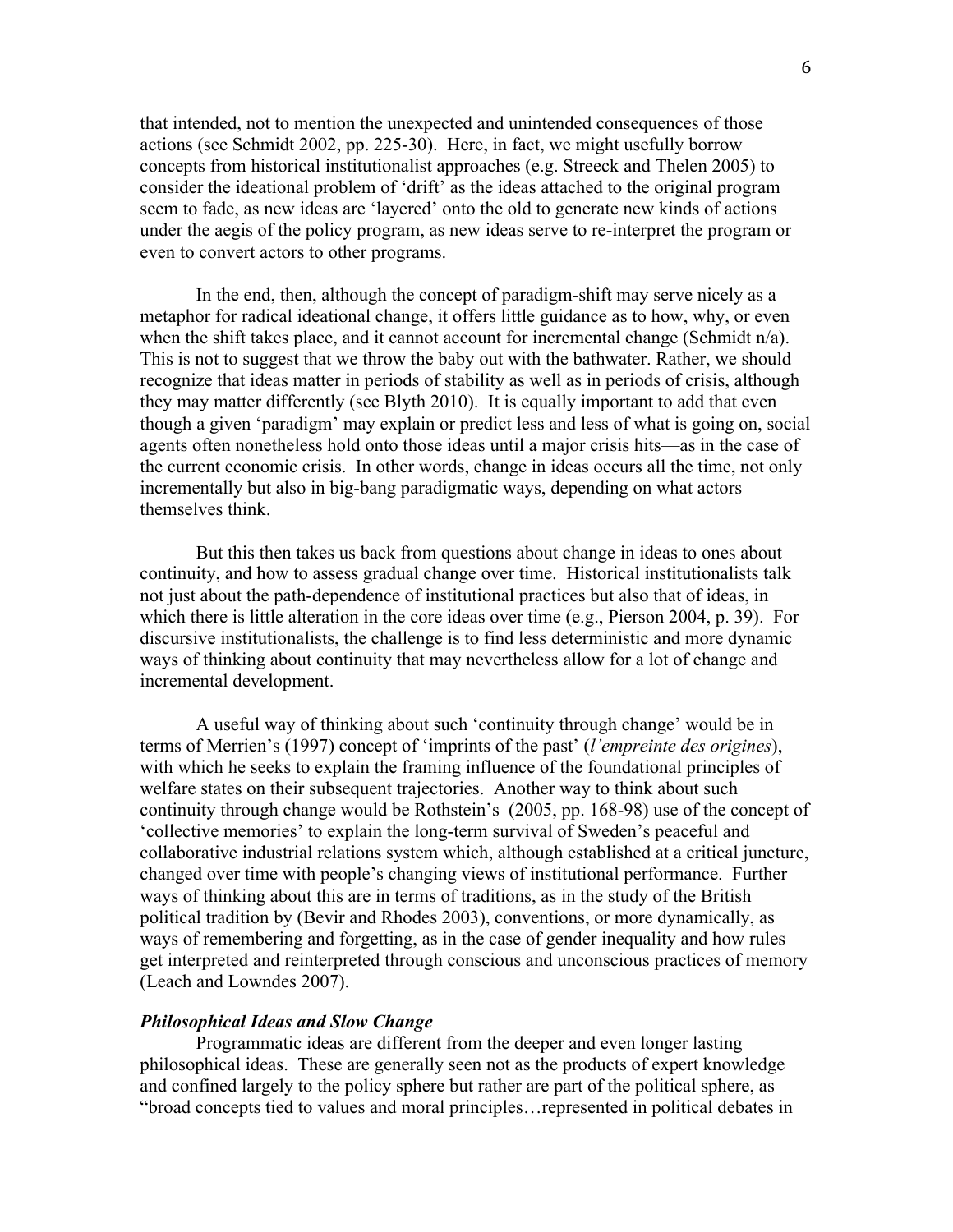that intended, not to mention the unexpected and unintended consequences of those actions (see Schmidt 2002, pp. 225-30). Here, in fact, we might usefully borrow concepts from historical institutionalist approaches (e.g. Streeck and Thelen 2005) to consider the ideational problem of 'drift' as the ideas attached to the original program seem to fade, as new ideas are 'layered' onto the old to generate new kinds of actions under the aegis of the policy program, as new ideas serve to re-interpret the program or even to convert actors to other programs.

In the end, then, although the concept of paradigm-shift may serve nicely as a metaphor for radical ideational change, it offers little guidance as to how, why, or even when the shift takes place, and it cannot account for incremental change (Schmidt n/a). This is not to suggest that we throw the baby out with the bathwater. Rather, we should recognize that ideas matter in periods of stability as well as in periods of crisis, although they may matter differently (see Blyth 2010). It is equally important to add that even though a given 'paradigm' may explain or predict less and less of what is going on, social agents often nonetheless hold onto those ideas until a major crisis hits—as in the case of the current economic crisis. In other words, change in ideas occurs all the time, not only incrementally but also in big-bang paradigmatic ways, depending on what actors themselves think.

But this then takes us back from questions about change in ideas to ones about continuity, and how to assess gradual change over time. Historical institutionalists talk not just about the path-dependence of institutional practices but also that of ideas, in which there is little alteration in the core ideas over time (e.g., Pierson 2004, p. 39). For discursive institutionalists, the challenge is to find less deterministic and more dynamic ways of thinking about continuity that may nevertheless allow for a lot of change and incremental development.

A useful way of thinking about such 'continuity through change' would be in terms of Merrien's (1997) concept of 'imprints of the past' (*l'empreinte des origines*), with which he seeks to explain the framing influence of the foundational principles of welfare states on their subsequent trajectories. Another way to think about such continuity through change would be Rothstein's (2005, pp. 168-98) use of the concept of 'collective memories' to explain the long-term survival of Sweden's peaceful and collaborative industrial relations system which, although established at a critical juncture, changed over time with people's changing views of institutional performance. Further ways of thinking about this are in terms of traditions, as in the study of the British political tradition by (Bevir and Rhodes 2003), conventions, or more dynamically, as ways of remembering and forgetting, as in the case of gender inequality and how rules get interpreted and reinterpreted through conscious and unconscious practices of memory (Leach and Lowndes 2007).

### *Philosophical Ideas and Slow Change*

Programmatic ideas are different from the deeper and even longer lasting philosophical ideas. These are generally seen not as the products of expert knowledge and confined largely to the policy sphere but rather are part of the political sphere, as "broad concepts tied to values and moral principles…represented in political debates in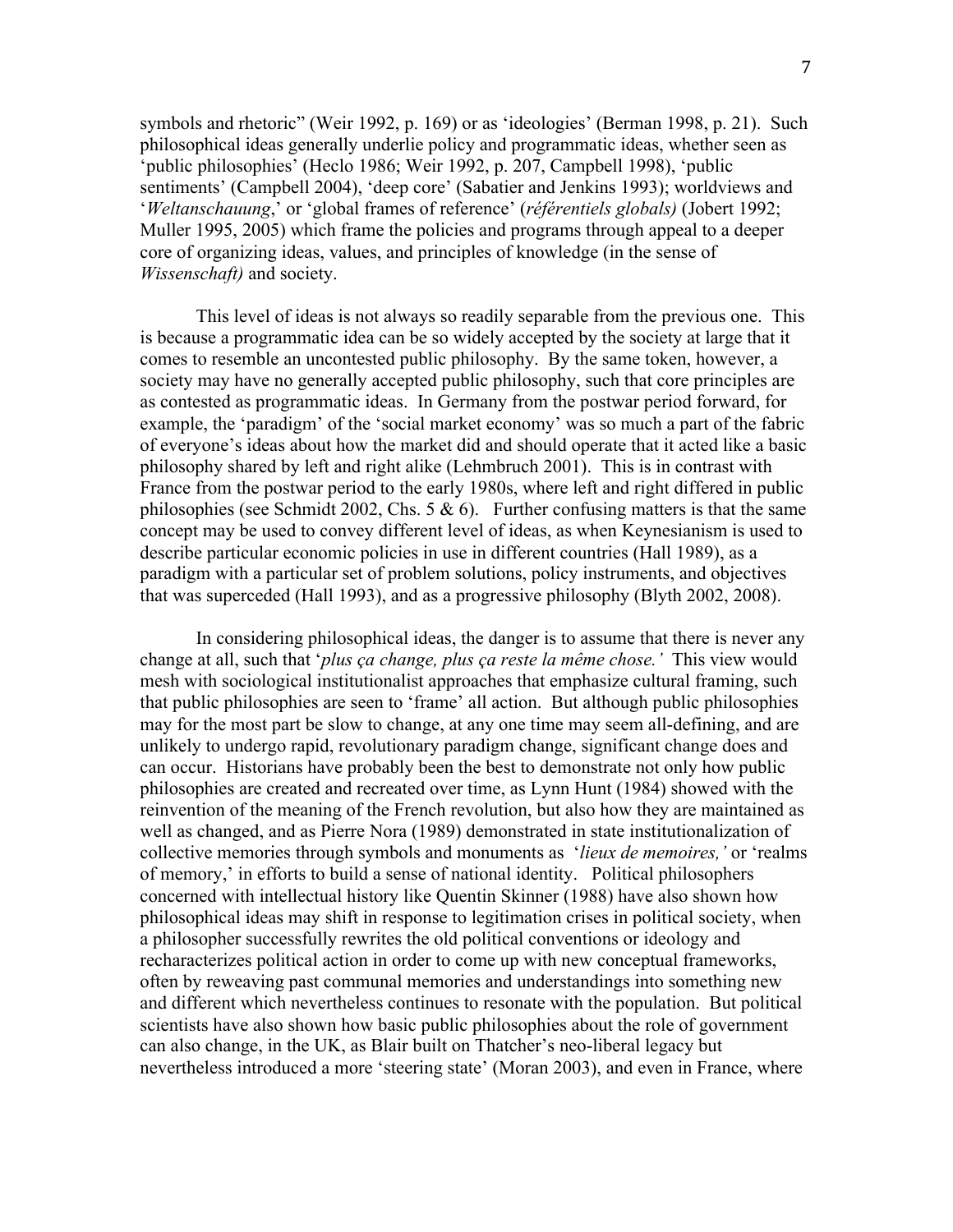symbols and rhetoric" (Weir 1992, p. 169) or as 'ideologies' (Berman 1998, p. 21). Such philosophical ideas generally underlie policy and programmatic ideas, whether seen as 'public philosophies' (Heclo 1986; Weir 1992, p. 207, Campbell 1998), 'public sentiments' (Campbell 2004), 'deep core' (Sabatier and Jenkins 1993); worldviews and '*Weltanschauung*,' or 'global frames of reference' (*référentiels globals)* (Jobert 1992; Muller 1995, 2005) which frame the policies and programs through appeal to a deeper core of organizing ideas, values, and principles of knowledge (in the sense of *Wissenschaft)* and society.

This level of ideas is not always so readily separable from the previous one. This is because a programmatic idea can be so widely accepted by the society at large that it comes to resemble an uncontested public philosophy. By the same token, however, a society may have no generally accepted public philosophy, such that core principles are as contested as programmatic ideas. In Germany from the postwar period forward, for example, the 'paradigm' of the 'social market economy' was so much a part of the fabric of everyone's ideas about how the market did and should operate that it acted like a basic philosophy shared by left and right alike (Lehmbruch 2001). This is in contrast with France from the postwar period to the early 1980s, where left and right differed in public philosophies (see Schmidt 2002, Chs. 5 & 6). Further confusing matters is that the same concept may be used to convey different level of ideas, as when Keynesianism is used to describe particular economic policies in use in different countries (Hall 1989), as a paradigm with a particular set of problem solutions, policy instruments, and objectives that was superceded (Hall 1993), and as a progressive philosophy (Blyth 2002, 2008).

In considering philosophical ideas, the danger is to assume that there is never any change at all, such that '*plus ça change, plus ça reste la même chose.'* This view would mesh with sociological institutionalist approaches that emphasize cultural framing, such that public philosophies are seen to 'frame' all action. But although public philosophies may for the most part be slow to change, at any one time may seem all-defining, and are unlikely to undergo rapid, revolutionary paradigm change, significant change does and can occur. Historians have probably been the best to demonstrate not only how public philosophies are created and recreated over time, as Lynn Hunt (1984) showed with the reinvention of the meaning of the French revolution, but also how they are maintained as well as changed, and as Pierre Nora (1989) demonstrated in state institutionalization of collective memories through symbols and monuments as '*lieux de memoires,'* or 'realms of memory,' in efforts to build a sense of national identity. Political philosophers concerned with intellectual history like Quentin Skinner (1988) have also shown how philosophical ideas may shift in response to legitimation crises in political society, when a philosopher successfully rewrites the old political conventions or ideology and recharacterizes political action in order to come up with new conceptual frameworks, often by reweaving past communal memories and understandings into something new and different which nevertheless continues to resonate with the population. But political scientists have also shown how basic public philosophies about the role of government can also change, in the UK, as Blair built on Thatcher's neo-liberal legacy but nevertheless introduced a more 'steering state' (Moran 2003), and even in France, where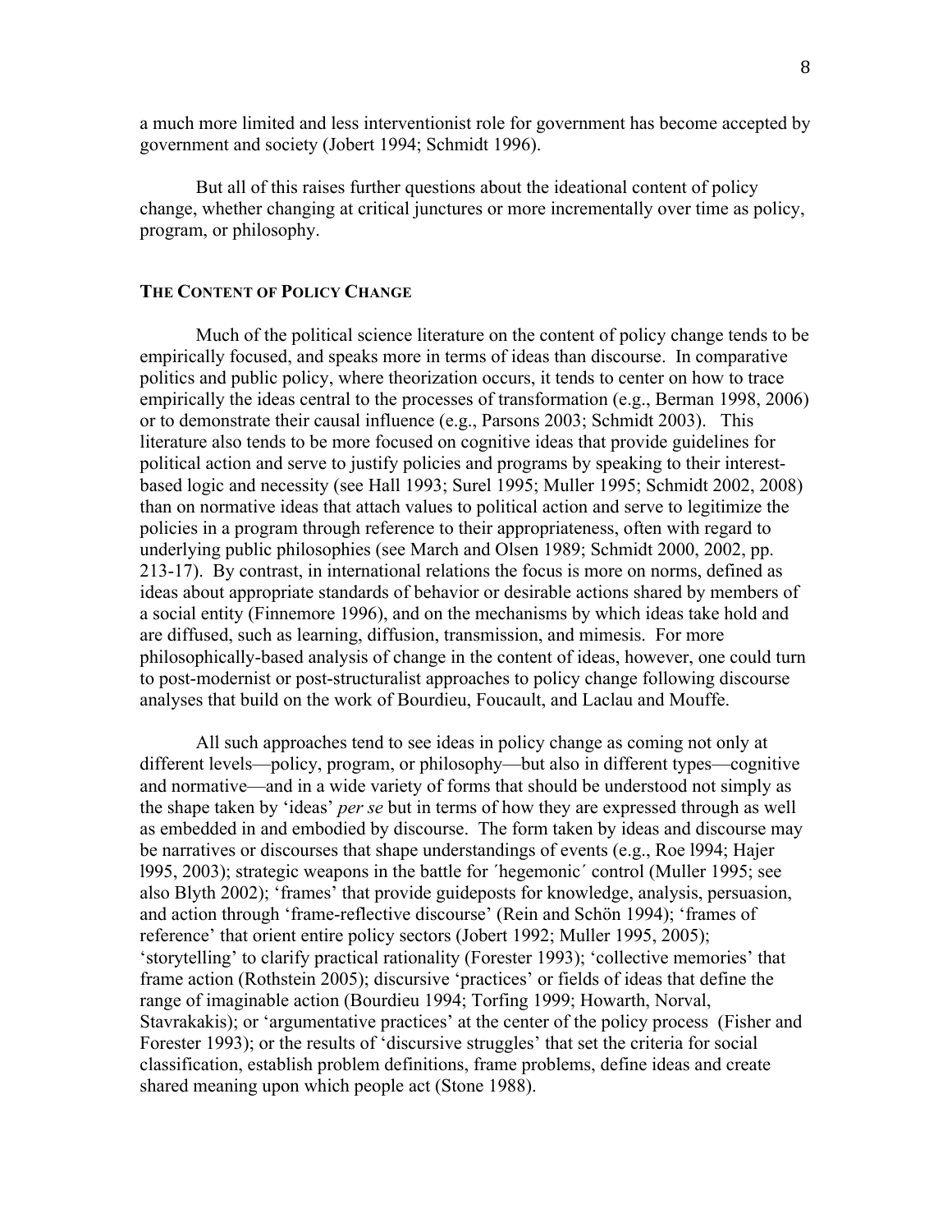a much more limited and less interventionist role for government has become accepted by government and society (Jobert 1994; Schmidt 1996).

But all of this raises further questions about the ideational content of policy change, whether changing at critical junctures or more incrementally over time as policy, program, or philosophy.

## THE CONTENT OF POLICY CHANGE

Much of the political science literature on the content of policy change tends to be empirically focused, and speaks more in terms of ideas than discourse. In comparative politics and public policy, where theorization occurs, it tends to center on how to trace empirically the ideas central to the processes of transformation (e.g., Berman 1998, 2006) or to demonstrate their causal influence (e.g., Parsons 2003; Schmidt 2003). This literature also tends to be more focused on cognitive ideas that provide guidelines for political action and serve to justify policies and programs by speaking to their interest-based logic and necessity (see Hall 1993; Surel 1995; Muller 1995; Schmidt 2002, 2008) than on normative ideas that attach values to political action and serve to legitimize the policies in a program through reference to their appropriateness, often with regard to underlying public philosophies (see March and Olsen 1989; Schmidt 2000, 2002, pp. 213-17). By contrast, in international relations the focus is more on norms, defined as ideas about appropriate standards of behavior or desirable actions shared by members of a social entity (Finnemore 1996), and on the mechanisms by which ideas take hold and are diffused, such as learning, diffusion, transmission, and mimesis. For more philosophically-based analysis of change in the content of ideas, however, one could turn to post-modernist or post-structuralist approaches to policy change following discourse analyses that build on the work of Bourdieu, Foucault, and Laclau and Mouffe.

All such approaches tend to see ideas in policy change as coming not only at different levels—policy, program, or philosophy—but also in different types—cognitive and normative—and in a wide variety of forms that should be understood not simply as the shape taken by 'ideas' *per se* but in terms of how they are expressed through as well as embedded in and embodied by discourse. The form taken by ideas and discourse may be narratives or discourses that shape understandings of events (e.g., Roe l994; Hajer l995, 2003); strategic weapons in the battle for ´hegemonic´ control (Muller 1995; see also Blyth 2002); 'frames' that provide guideposts for knowledge, analysis, persuasion, and action through 'frame-reflective discourse' (Rein and Schön 1994); 'frames of reference' that orient entire policy sectors (Jobert 1992; Muller 1995, 2005); 'storytelling' to clarify practical rationality (Forester 1993); 'collective memories' that frame action (Rothstein 2005); discursive 'practices' or fields of ideas that define the range of imaginable action (Bourdieu 1994; Torfing 1999; Howarth, Norval, Stavrakakis); or 'argumentative practices' at the center of the policy process (Fisher and Forester 1993); or the results of 'discursive struggles' that set the criteria for social classification, establish problem definitions, frame problems, define ideas and create shared meaning upon which people act (Stone 1988).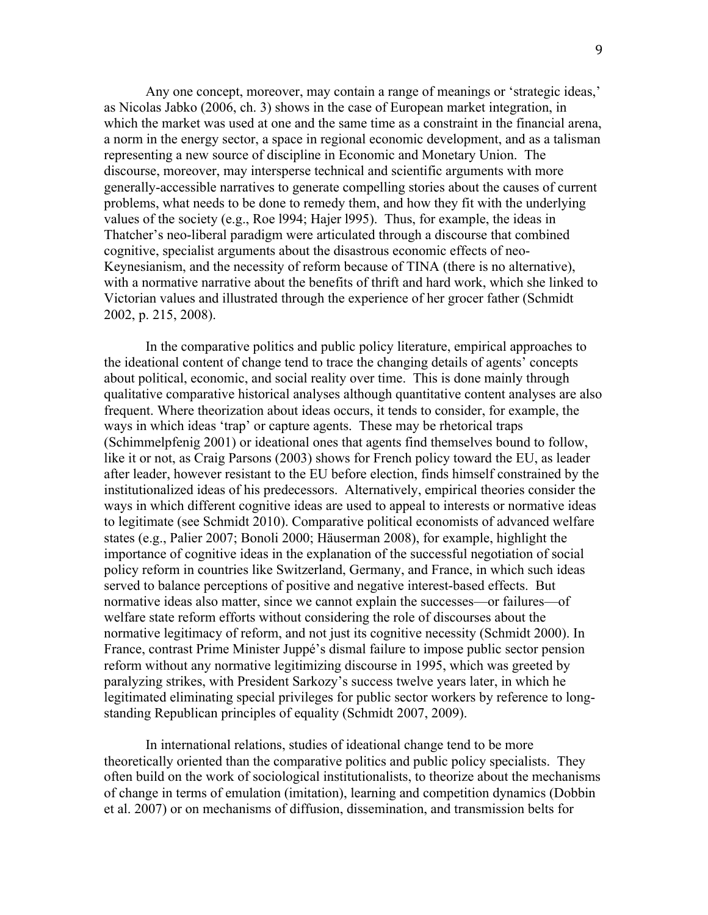Any one concept, moreover, may contain a range of meanings or 'strategic ideas,' as Nicolas Jabko (2006, ch. 3) shows in the case of European market integration, in which the market was used at one and the same time as a constraint in the financial arena, a norm in the energy sector, a space in regional economic development, and as a talisman representing a new source of discipline in Economic and Monetary Union. The discourse, moreover, may intersperse technical and scientific arguments with more generally-accessible narratives to generate compelling stories about the causes of current problems, what needs to be done to remedy them, and how they fit with the underlying values of the society (e.g., Roe l994; Hajer l995). Thus, for example, the ideas in Thatcher's neo-liberal paradigm were articulated through a discourse that combined cognitive, specialist arguments about the disastrous economic effects of neo-Keynesianism, and the necessity of reform because of TINA (there is no alternative), with a normative narrative about the benefits of thrift and hard work, which she linked to Victorian values and illustrated through the experience of her grocer father (Schmidt 2002, p. 215, 2008).

In the comparative politics and public policy literature, empirical approaches to the ideational content of change tend to trace the changing details of agents' concepts about political, economic, and social reality over time. This is done mainly through qualitative comparative historical analyses although quantitative content analyses are also frequent. Where theorization about ideas occurs, it tends to consider, for example, the ways in which ideas 'trap' or capture agents. These may be rhetorical traps (Schimmelpfenig 2001) or ideational ones that agents find themselves bound to follow, like it or not, as Craig Parsons (2003) shows for French policy toward the EU, as leader after leader, however resistant to the EU before election, finds himself constrained by the institutionalized ideas of his predecessors. Alternatively, empirical theories consider the ways in which different cognitive ideas are used to appeal to interests or normative ideas to legitimate (see Schmidt 2010). Comparative political economists of advanced welfare states (e.g., Palier 2007; Bonoli 2000; Häuserman 2008), for example, highlight the importance of cognitive ideas in the explanation of the successful negotiation of social policy reform in countries like Switzerland, Germany, and France, in which such ideas served to balance perceptions of positive and negative interest-based effects. But normative ideas also matter, since we cannot explain the successes—or failures—of welfare state reform efforts without considering the role of discourses about the normative legitimacy of reform, and not just its cognitive necessity (Schmidt 2000). In France, contrast Prime Minister Juppé's dismal failure to impose public sector pension reform without any normative legitimizing discourse in 1995, which was greeted by paralyzing strikes, with President Sarkozy's success twelve years later, in which he legitimated eliminating special privileges for public sector workers by reference to long-standing Republican principles of equality (Schmidt 2007, 2009).

In international relations, studies of ideational change tend to be more theoretically oriented than the comparative politics and public policy specialists. They often build on the work of sociological institutionalists, to theorize about the mechanisms of change in terms of emulation (imitation), learning and competition dynamics (Dobbin et al. 2007) or on mechanisms of diffusion, dissemination, and transmission belts for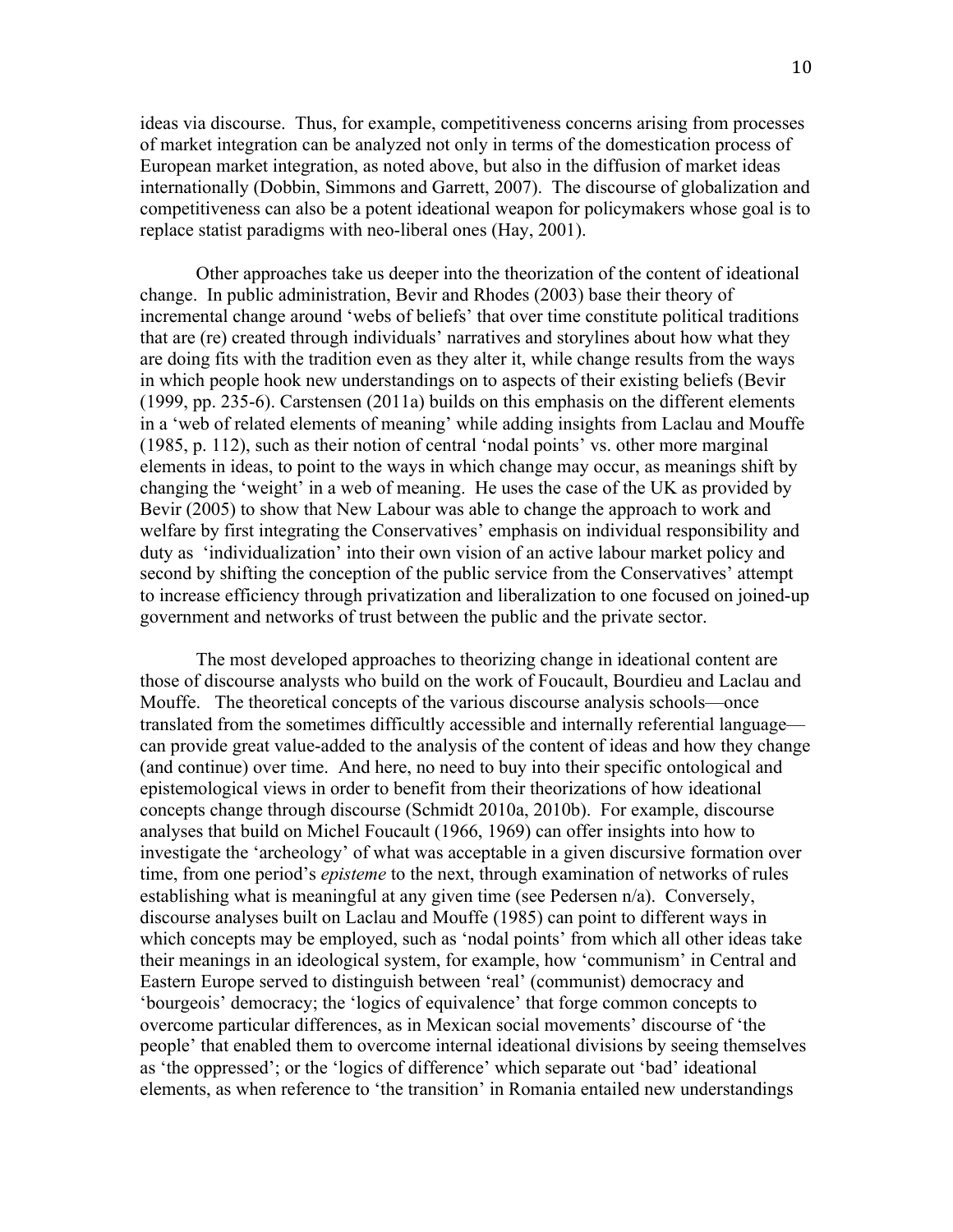ideas via discourse. Thus, for example, competitiveness concerns arising from processes of market integration can be analyzed not only in terms of the domestication process of European market integration, as noted above, but also in the diffusion of market ideas internationally (Dobbin, Simmons and Garrett, 2007). The discourse of globalization and competitiveness can also be a potent ideational weapon for policymakers whose goal is to replace statist paradigms with neo-liberal ones (Hay, 2001).

Other approaches take us deeper into the theorization of the content of ideational change. In public administration, Bevir and Rhodes (2003) base their theory of incremental change around 'webs of beliefs' that over time constitute political traditions that are (re) created through individuals' narratives and storylines about how what they are doing fits with the tradition even as they alter it, while change results from the ways in which people hook new understandings on to aspects of their existing beliefs (Bevir (1999, pp. 235-6). Carstensen (2011a) builds on this emphasis on the different elements in a 'web of related elements of meaning' while adding insights from Laclau and Mouffe (1985, p. 112), such as their notion of central 'nodal points' vs. other more marginal elements in ideas, to point to the ways in which change may occur, as meanings shift by changing the 'weight' in a web of meaning. He uses the case of the UK as provided by Bevir (2005) to show that New Labour was able to change the approach to work and welfare by first integrating the Conservatives' emphasis on individual responsibility and duty as 'individualization' into their own vision of an active labour market policy and second by shifting the conception of the public service from the Conservatives' attempt to increase efficiency through privatization and liberalization to one focused on joined-up government and networks of trust between the public and the private sector.

The most developed approaches to theorizing change in ideational content are those of discourse analysts who build on the work of Foucault, Bourdieu and Laclau and Mouffe. The theoretical concepts of the various discourse analysis schools—once translated from the sometimes difficultly accessible and internally referential language—can provide great value-added to the analysis of the content of ideas and how they change (and continue) over time. And here, no need to buy into their specific ontological and epistemological views in order to benefit from their theorizations of how ideational concepts change through discourse (Schmidt 2010a, 2010b). For example, discourse analyses that build on Michel Foucault (1966, 1969) can offer insights into how to investigate the 'archeology' of what was acceptable in a given discursive formation over time, from one period's *episteme* to the next, through examination of networks of rules establishing what is meaningful at any given time (see Pedersen n/a). Conversely, discourse analyses built on Laclau and Mouffe (1985) can point to different ways in which concepts may be employed, such as 'nodal points' from which all other ideas take their meanings in an ideological system, for example, how 'communism' in Central and Eastern Europe served to distinguish between 'real' (communist) democracy and 'bourgeois' democracy; the 'logics of equivalence' that forge common concepts to overcome particular differences, as in Mexican social movements' discourse of 'the people' that enabled them to overcome internal ideational divisions by seeing themselves as 'the oppressed'; or the 'logics of difference' which separate out 'bad' ideational elements, as when reference to 'the transition' in Romania entailed new understandings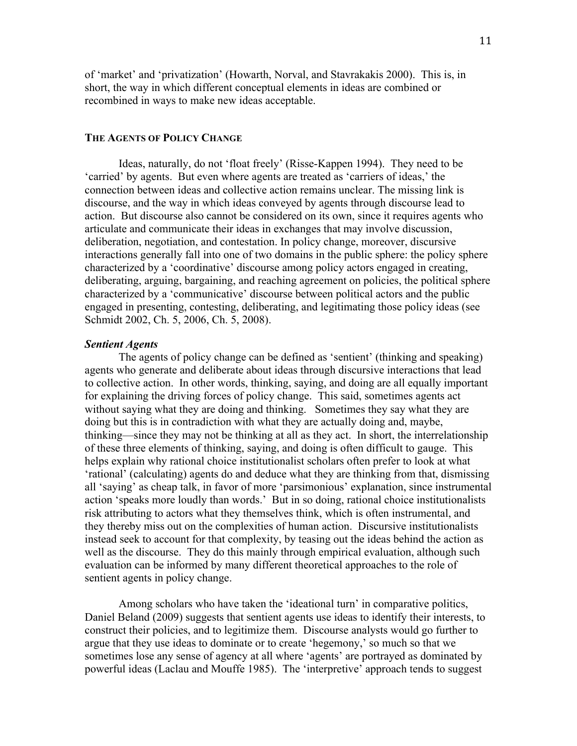of 'market' and 'privatization' (Howarth, Norval, and Stavrakakis 2000). This is, in short, the way in which different conceptual elements in ideas are combined or recombined in ways to make new ideas acceptable.

## THE AGENTS OF POLICY CHANGE

Ideas, naturally, do not 'float freely' (Risse-Kappen 1994). They need to be 'carried' by agents. But even where agents are treated as 'carriers of ideas,' the connection between ideas and collective action remains unclear. The missing link is discourse, and the way in which ideas conveyed by agents through discourse lead to action. But discourse also cannot be considered on its own, since it requires agents who articulate and communicate their ideas in exchanges that may involve discussion, deliberation, negotiation, and contestation. In policy change, moreover, discursive interactions generally fall into one of two domains in the public sphere: the policy sphere characterized by a 'coordinative' discourse among policy actors engaged in creating, deliberating, arguing, bargaining, and reaching agreement on policies, the political sphere characterized by a 'communicative' discourse between political actors and the public engaged in presenting, contesting, deliberating, and legitimating those policy ideas (see Schmidt 2002, Ch. 5, 2006, Ch. 5, 2008).

### *Sentient Agents*

The agents of policy change can be defined as 'sentient' (thinking and speaking) agents who generate and deliberate about ideas through discursive interactions that lead to collective action. In other words, thinking, saying, and doing are all equally important for explaining the driving forces of policy change. This said, sometimes agents act without saying what they are doing and thinking. Sometimes they say what they are doing but this is in contradiction with what they are actually doing and, maybe, thinking—since they may not be thinking at all as they act. In short, the interrelationship of these three elements of thinking, saying, and doing is often difficult to gauge. This helps explain why rational choice institutionalist scholars often prefer to look at what 'rational' (calculating) agents do and deduce what they are thinking from that, dismissing all 'saying' as cheap talk, in favor of more 'parsimonious' explanation, since instrumental action 'speaks more loudly than words.' But in so doing, rational choice institutionalists risk attributing to actors what they themselves think, which is often instrumental, and they thereby miss out on the complexities of human action. Discursive institutionalists instead seek to account for that complexity, by teasing out the ideas behind the action as well as the discourse. They do this mainly through empirical evaluation, although such evaluation can be informed by many different theoretical approaches to the role of sentient agents in policy change.

Among scholars who have taken the 'ideational turn' in comparative politics, Daniel Beland (2009) suggests that sentient agents use ideas to identify their interests, to construct their policies, and to legitimize them. Discourse analysts would go further to argue that they use ideas to dominate or to create 'hegemony,' so much so that we sometimes lose any sense of agency at all where 'agents' are portrayed as dominated by powerful ideas (Laclau and Mouffe 1985). The 'interpretive' approach tends to suggest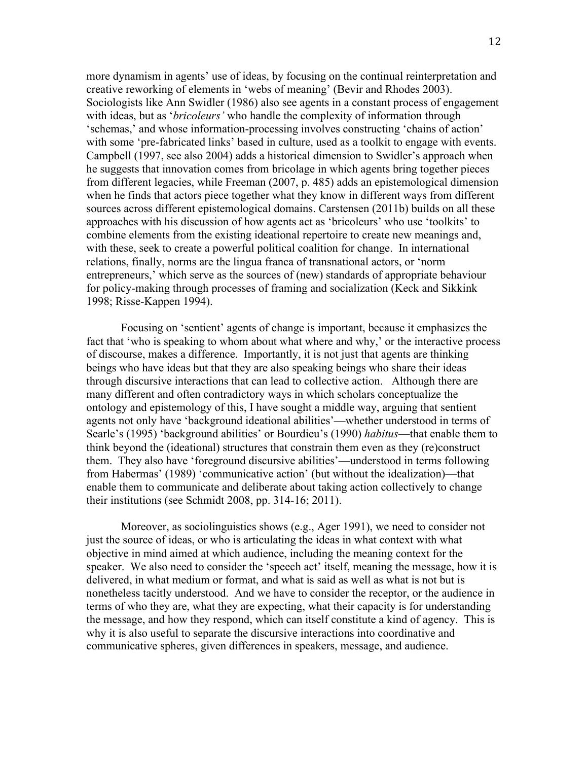more dynamism in agents' use of ideas, by focusing on the continual reinterpretation and creative reworking of elements in 'webs of meaning' (Bevir and Rhodes 2003). Sociologists like Ann Swidler (1986) also see agents in a constant process of engagement with ideas, but as '*bricoleurs'* who handle the complexity of information through 'schemas,' and whose information-processing involves constructing 'chains of action' with some 'pre-fabricated links' based in culture, used as a toolkit to engage with events. Campbell (1997, see also 2004) adds a historical dimension to Swidler's approach when he suggests that innovation comes from bricolage in which agents bring together pieces from different legacies, while Freeman (2007, p. 485) adds an epistemological dimension when he finds that actors piece together what they know in different ways from different sources across different epistemological domains. Carstensen (2011b) builds on all these approaches with his discussion of how agents act as 'bricoleurs' who use 'toolkits' to combine elements from the existing ideational repertoire to create new meanings and, with these, seek to create a powerful political coalition for change. In international relations, finally, norms are the lingua franca of transnational actors, or 'norm entrepreneurs,' which serve as the sources of (new) standards of appropriate behaviour for policy-making through processes of framing and socialization (Keck and Sikkink 1998; Risse-Kappen 1994).

Focusing on 'sentient' agents of change is important, because it emphasizes the fact that 'who is speaking to whom about what where and why,' or the interactive process of discourse, makes a difference. Importantly, it is not just that agents are thinking beings who have ideas but that they are also speaking beings who share their ideas through discursive interactions that can lead to collective action. Although there are many different and often contradictory ways in which scholars conceptualize the ontology and epistemology of this, I have sought a middle way, arguing that sentient agents not only have 'background ideational abilities'—whether understood in terms of Searle's (1995) 'background abilities' or Bourdieu's (1990) *habitus*—that enable them to think beyond the (ideational) structures that constrain them even as they (re)construct them. They also have 'foreground discursive abilities'—understood in terms following from Habermas' (1989) 'communicative action' (but without the idealization)—that enable them to communicate and deliberate about taking action collectively to change their institutions (see Schmidt 2008, pp. 314-16; 2011).

Moreover, as sociolinguistics shows (e.g., Ager 1991), we need to consider not just the source of ideas, or who is articulating the ideas in what context with what objective in mind aimed at which audience, including the meaning context for the speaker. We also need to consider the 'speech act' itself, meaning the message, how it is delivered, in what medium or format, and what is said as well as what is not but is nonetheless tacitly understood. And we have to consider the receptor, or the audience in terms of who they are, what they are expecting, what their capacity is for understanding the message, and how they respond, which can itself constitute a kind of agency. This is why it is also useful to separate the discursive interactions into coordinative and communicative spheres, given differences in speakers, message, and audience.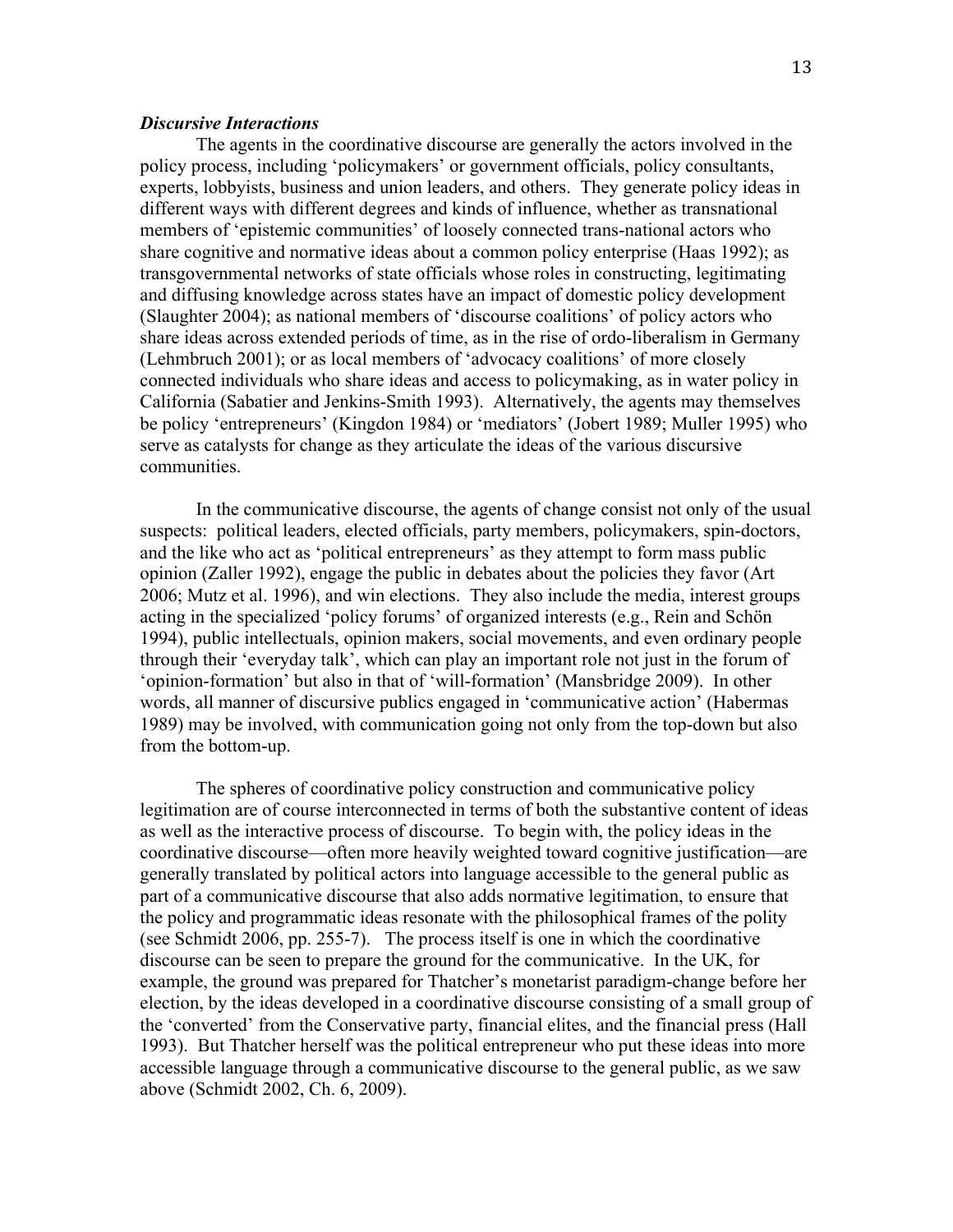### *Discursive Interactions*

The agents in the coordinative discourse are generally the actors involved in the policy process, including 'policymakers' or government officials, policy consultants, experts, lobbyists, business and union leaders, and others. They generate policy ideas in different ways with different degrees and kinds of influence, whether as transnational members of 'epistemic communities' of loosely connected trans-national actors who share cognitive and normative ideas about a common policy enterprise (Haas 1992); as transgovernmental networks of state officials whose roles in constructing, legitimating and diffusing knowledge across states have an impact of domestic policy development (Slaughter 2004); as national members of 'discourse coalitions' of policy actors who share ideas across extended periods of time, as in the rise of ordo-liberalism in Germany (Lehmbruch 2001); or as local members of 'advocacy coalitions' of more closely connected individuals who share ideas and access to policymaking, as in water policy in California (Sabatier and Jenkins-Smith 1993). Alternatively, the agents may themselves be policy 'entrepreneurs' (Kingdon 1984) or 'mediators' (Jobert 1989; Muller 1995) who serve as catalysts for change as they articulate the ideas of the various discursive communities.

In the communicative discourse, the agents of change consist not only of the usual suspects: political leaders, elected officials, party members, policymakers, spin-doctors, and the like who act as 'political entrepreneurs' as they attempt to form mass public opinion (Zaller 1992), engage the public in debates about the policies they favor (Art 2006; Mutz et al. 1996), and win elections. They also include the media, interest groups acting in the specialized 'policy forums' of organized interests (e.g., Rein and Schön 1994), public intellectuals, opinion makers, social movements, and even ordinary people through their 'everyday talk', which can play an important role not just in the forum of 'opinion-formation' but also in that of 'will-formation' (Mansbridge 2009). In other words, all manner of discursive publics engaged in 'communicative action' (Habermas 1989) may be involved, with communication going not only from the top-down but also from the bottom-up.

The spheres of coordinative policy construction and communicative policy legitimation are of course interconnected in terms of both the substantive content of ideas as well as the interactive process of discourse. To begin with, the policy ideas in the coordinative discourse—often more heavily weighted toward cognitive justification—are generally translated by political actors into language accessible to the general public as part of a communicative discourse that also adds normative legitimation, to ensure that the policy and programmatic ideas resonate with the philosophical frames of the polity (see Schmidt 2006, pp. 255-7). The process itself is one in which the coordinative discourse can be seen to prepare the ground for the communicative. In the UK, for example, the ground was prepared for Thatcher's monetarist paradigm-change before her election, by the ideas developed in a coordinative discourse consisting of a small group of the 'converted' from the Conservative party, financial elites, and the financial press (Hall 1993). But Thatcher herself was the political entrepreneur who put these ideas into more accessible language through a communicative discourse to the general public, as we saw above (Schmidt 2002, Ch. 6, 2009).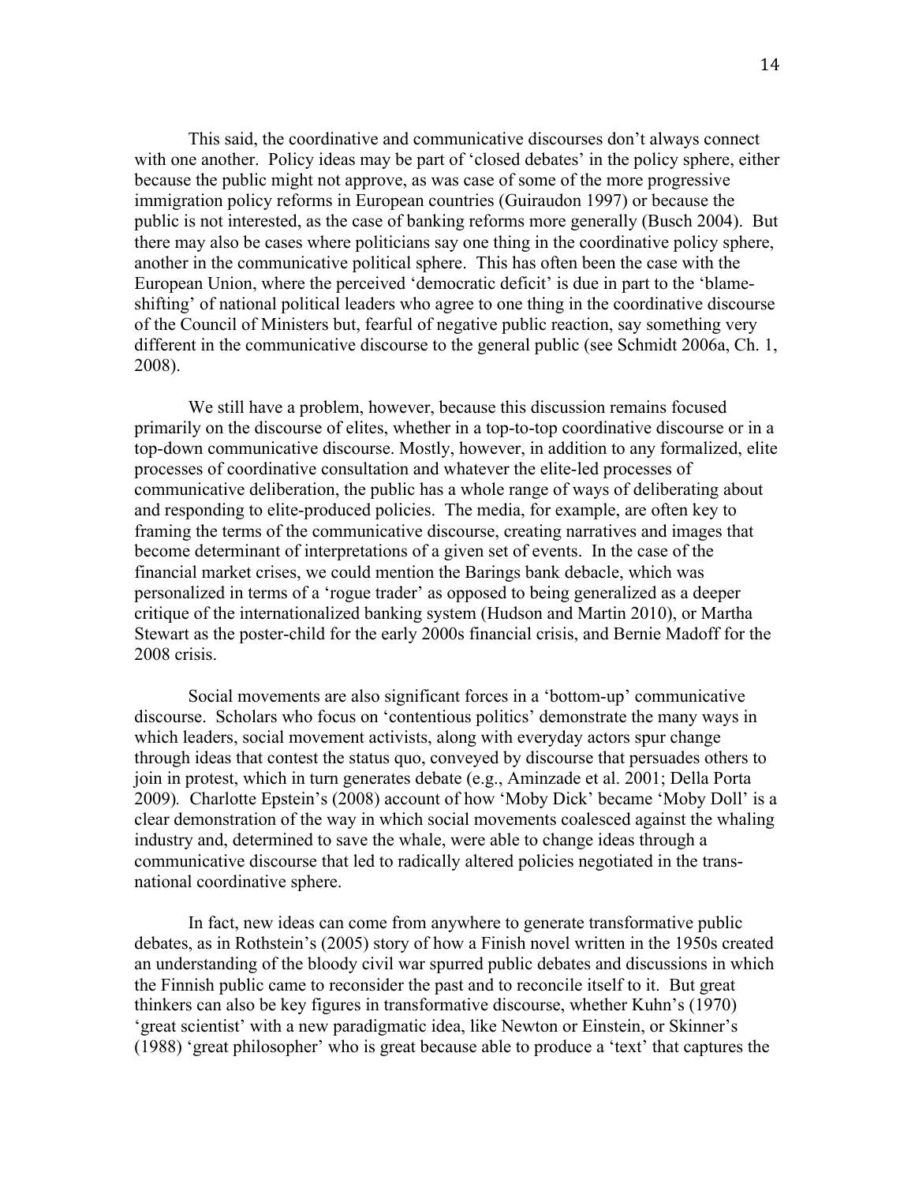This said, the coordinative and communicative discourses don't always connect with one another. Policy ideas may be part of 'closed debates' in the policy sphere, either because the public might not approve, as was case of some of the more progressive immigration policy reforms in European countries (Guiraudon 1997) or because the public is not interested, as the case of banking reforms more generally (Busch 2004). But there may also be cases where politicians say one thing in the coordinative policy sphere, another in the communicative political sphere. This has often been the case with the European Union, where the perceived 'democratic deficit' is due in part to the 'blame-shifting' of national political leaders who agree to one thing in the coordinative discourse of the Council of Ministers but, fearful of negative public reaction, say something very different in the communicative discourse to the general public (see Schmidt 2006a, Ch. 1, 2008).

We still have a problem, however, because this discussion remains focused primarily on the discourse of elites, whether in a top-to-top coordinative discourse or in a top-down communicative discourse. Mostly, however, in addition to any formalized, elite processes of coordinative consultation and whatever the elite-led processes of communicative deliberation, the public has a whole range of ways of deliberating about and responding to elite-produced policies. The media, for example, are often key to framing the terms of the communicative discourse, creating narratives and images that become determinant of interpretations of a given set of events. In the case of the financial market crises, we could mention the Barings bank debacle, which was personalized in terms of a 'rogue trader' as opposed to being generalized as a deeper critique of the internationalized banking system (Hudson and Martin 2010), or Martha Stewart as the poster-child for the early 2000s financial crisis, and Bernie Madoff for the 2008 crisis.

Social movements are also significant forces in a 'bottom-up' communicative discourse. Scholars who focus on 'contentious politics' demonstrate the many ways in which leaders, social movement activists, along with everyday actors spur change through ideas that contest the status quo, conveyed by discourse that persuades others to join in protest, which in turn generates debate (e.g., Aminzade et al. 2001; Della Porta 2009). Charlotte Epstein's (2008) account of how 'Moby Dick' became 'Moby Doll' is a clear demonstration of the way in which social movements coalesced against the whaling industry and, determined to save the whale, were able to change ideas through a communicative discourse that led to radically altered policies negotiated in the trans-national coordinative sphere.

In fact, new ideas can come from anywhere to generate transformative public debates, as in Rothstein's (2005) story of how a Finish novel written in the 1950s created an understanding of the bloody civil war spurred public debates and discussions in which the Finnish public came to reconsider the past and to reconcile itself to it. But great thinkers can also be key figures in transformative discourse, whether Kuhn's (1970) 'great scientist' with a new paradigmatic idea, like Newton or Einstein, or Skinner's (1988) 'great philosopher' who is great because able to produce a 'text' that captures the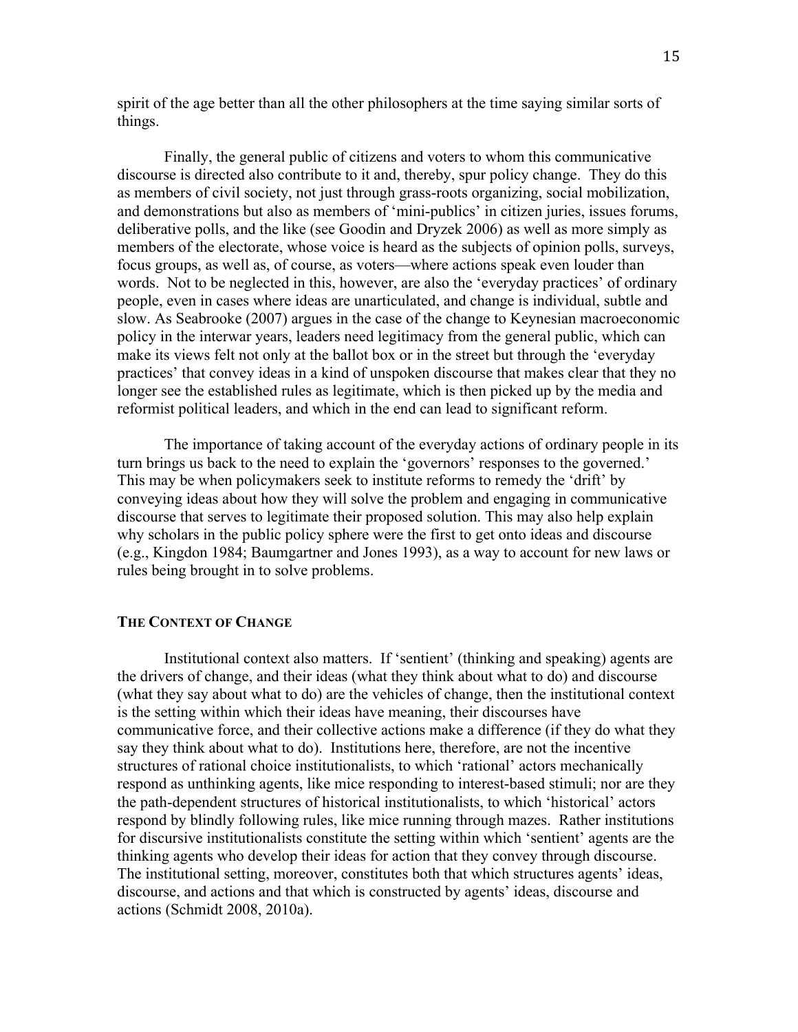spirit of the age better than all the other philosophers at the time saying similar sorts of things.

Finally, the general public of citizens and voters to whom this communicative discourse is directed also contribute to it and, thereby, spur policy change. They do this as members of civil society, not just through grass-roots organizing, social mobilization, and demonstrations but also as members of 'mini-publics' in citizen juries, issues forums, deliberative polls, and the like (see Goodin and Dryzek 2006) as well as more simply as members of the electorate, whose voice is heard as the subjects of opinion polls, surveys, focus groups, as well as, of course, as voters—where actions speak even louder than words. Not to be neglected in this, however, are also the 'everyday practices' of ordinary people, even in cases where ideas are unarticulated, and change is individual, subtle and slow. As Seabrooke (2007) argues in the case of the change to Keynesian macroeconomic policy in the interwar years, leaders need legitimacy from the general public, which can make its views felt not only at the ballot box or in the street but through the 'everyday practices' that convey ideas in a kind of unspoken discourse that makes clear that they no longer see the established rules as legitimate, which is then picked up by the media and reformist political leaders, and which in the end can lead to significant reform.

The importance of taking account of the everyday actions of ordinary people in its turn brings us back to the need to explain the 'governors' responses to the governed.' This may be when policymakers seek to institute reforms to remedy the 'drift' by conveying ideas about how they will solve the problem and engaging in communicative discourse that serves to legitimate their proposed solution. This may also help explain why scholars in the public policy sphere were the first to get onto ideas and discourse (e.g., Kingdon 1984; Baumgartner and Jones 1993), as a way to account for new laws or rules being brought in to solve problems.

## THE CONTEXT OF CHANGE

Institutional context also matters. If 'sentient' (thinking and speaking) agents are the drivers of change, and their ideas (what they think about what to do) and discourse (what they say about what to do) are the vehicles of change, then the institutional context is the setting within which their ideas have meaning, their discourses have communicative force, and their collective actions make a difference (if they do what they say they think about what to do). Institutions here, therefore, are not the incentive structures of rational choice institutionalists, to which 'rational' actors mechanically respond as unthinking agents, like mice responding to interest-based stimuli; nor are they the path-dependent structures of historical institutionalists, to which 'historical' actors respond by blindly following rules, like mice running through mazes. Rather institutions for discursive institutionalists constitute the setting within which 'sentient' agents are the thinking agents who develop their ideas for action that they convey through discourse. The institutional setting, moreover, constitutes both that which structures agents' ideas, discourse, and actions and that which is constructed by agents' ideas, discourse and actions (Schmidt 2008, 2010a).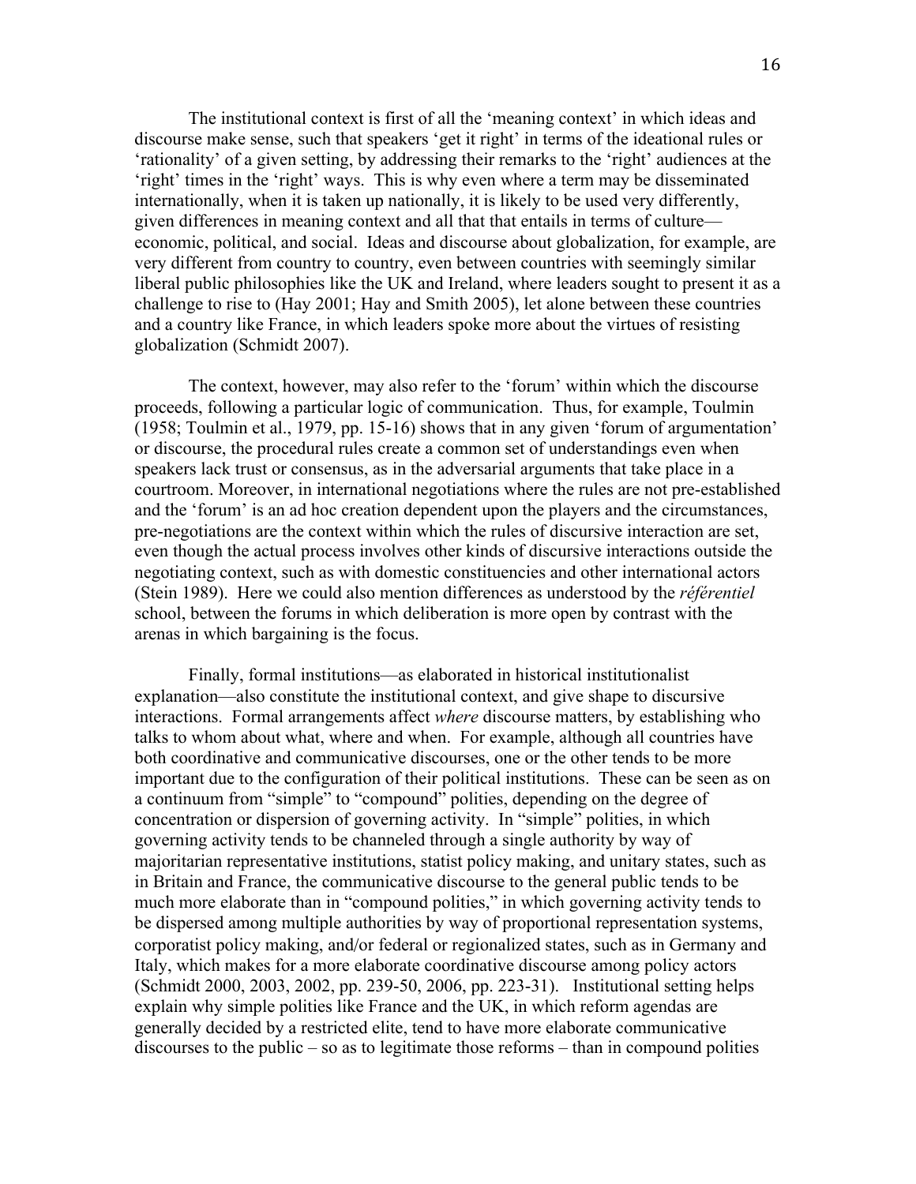The institutional context is first of all the 'meaning context' in which ideas and discourse make sense, such that speakers 'get it right' in terms of the ideational rules or 'rationality' of a given setting, by addressing their remarks to the 'right' audiences at the 'right' times in the 'right' ways. This is why even where a term may be disseminated internationally, when it is taken up nationally, it is likely to be used very differently, given differences in meaning context and all that that entails in terms of culture—economic, political, and social. Ideas and discourse about globalization, for example, are very different from country to country, even between countries with seemingly similar liberal public philosophies like the UK and Ireland, where leaders sought to present it as a challenge to rise to (Hay 2001; Hay and Smith 2005), let alone between these countries and a country like France, in which leaders spoke more about the virtues of resisting globalization (Schmidt 2007).

The context, however, may also refer to the 'forum' within which the discourse proceeds, following a particular logic of communication. Thus, for example, Toulmin (1958; Toulmin et al., 1979, pp. 15-16) shows that in any given 'forum of argumentation' or discourse, the procedural rules create a common set of understandings even when speakers lack trust or consensus, as in the adversarial arguments that take place in a courtroom. Moreover, in international negotiations where the rules are not pre-established and the 'forum' is an ad hoc creation dependent upon the players and the circumstances, pre-negotiations are the context within which the rules of discursive interaction are set, even though the actual process involves other kinds of discursive interactions outside the negotiating context, such as with domestic constituencies and other international actors (Stein 1989). Here we could also mention differences as understood by the *référentiel* school, between the forums in which deliberation is more open by contrast with the arenas in which bargaining is the focus.

Finally, formal institutions—as elaborated in historical institutionalist explanation—also constitute the institutional context, and give shape to discursive interactions. Formal arrangements affect *where* discourse matters, by establishing who talks to whom about what, where and when. For example, although all countries have both coordinative and communicative discourses, one or the other tends to be more important due to the configuration of their political institutions. These can be seen as on a continuum from "simple" to "compound" polities, depending on the degree of concentration or dispersion of governing activity. In "simple" polities, in which governing activity tends to be channeled through a single authority by way of majoritarian representative institutions, statist policy making, and unitary states, such as in Britain and France, the communicative discourse to the general public tends to be much more elaborate than in "compound polities," in which governing activity tends to be dispersed among multiple authorities by way of proportional representation systems, corporatist policy making, and/or federal or regionalized states, such as in Germany and Italy, which makes for a more elaborate coordinative discourse among policy actors (Schmidt 2000, 2003, 2002, pp. 239-50, 2006, pp. 223-31). Institutional setting helps explain why simple polities like France and the UK, in which reform agendas are generally decided by a restricted elite, tend to have more elaborate communicative discourses to the public – so as to legitimate those reforms – than in compound polities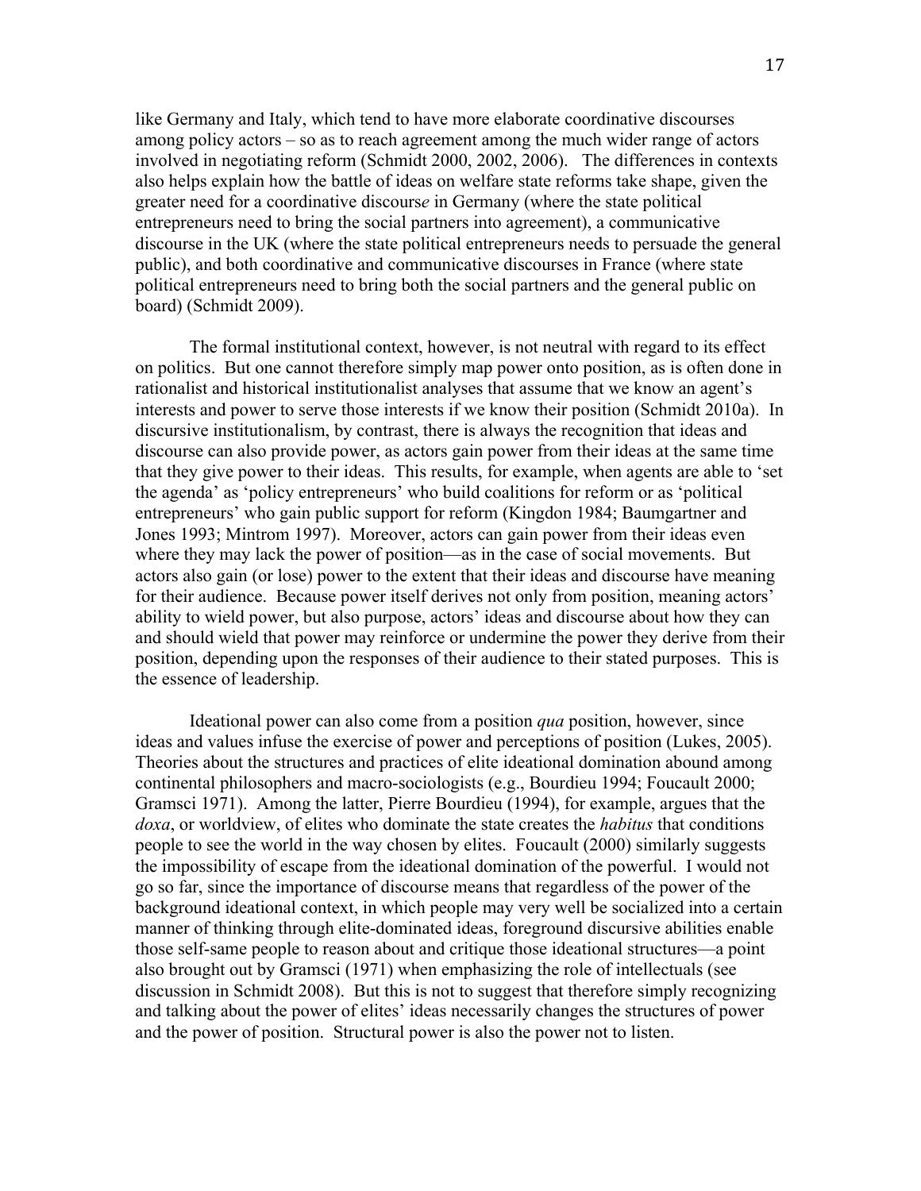like Germany and Italy, which tend to have more elaborate coordinative discourses among policy actors – so as to reach agreement among the much wider range of actors involved in negotiating reform (Schmidt 2000, 2002, 2006). The differences in contexts also helps explain how the battle of ideas on welfare state reforms take shape, given the greater need for a coordinative discours*e* in Germany (where the state political entrepreneurs need to bring the social partners into agreement), a communicative discourse in the UK (where the state political entrepreneurs needs to persuade the general public), and both coordinative and communicative discourses in France (where state political entrepreneurs need to bring both the social partners and the general public on board) (Schmidt 2009).

The formal institutional context, however, is not neutral with regard to its effect on politics. But one cannot therefore simply map power onto position, as is often done in rationalist and historical institutionalist analyses that assume that we know an agent's interests and power to serve those interests if we know their position (Schmidt 2010a). In discursive institutionalism, by contrast, there is always the recognition that ideas and discourse can also provide power, as actors gain power from their ideas at the same time that they give power to their ideas. This results, for example, when agents are able to 'set the agenda' as 'policy entrepreneurs' who build coalitions for reform or as 'political entrepreneurs' who gain public support for reform (Kingdon 1984; Baumgartner and Jones 1993; Mintrom 1997). Moreover, actors can gain power from their ideas even where they may lack the power of position—as in the case of social movements. But actors also gain (or lose) power to the extent that their ideas and discourse have meaning for their audience. Because power itself derives not only from position, meaning actors' ability to wield power, but also purpose, actors' ideas and discourse about how they can and should wield that power may reinforce or undermine the power they derive from their position, depending upon the responses of their audience to their stated purposes. This is the essence of leadership.

Ideational power can also come from a position *qua* position, however, since ideas and values infuse the exercise of power and perceptions of position (Lukes, 2005). Theories about the structures and practices of elite ideational domination abound among continental philosophers and macro-sociologists (e.g., Bourdieu 1994; Foucault 2000; Gramsci 1971). Among the latter, Pierre Bourdieu (1994), for example, argues that the *doxa*, or worldview, of elites who dominate the state creates the *habitus* that conditions people to see the world in the way chosen by elites. Foucault (2000) similarly suggests the impossibility of escape from the ideational domination of the powerful. I would not go so far, since the importance of discourse means that regardless of the power of the background ideational context, in which people may very well be socialized into a certain manner of thinking through elite-dominated ideas, foreground discursive abilities enable those self-same people to reason about and critique those ideational structures—a point also brought out by Gramsci (1971) when emphasizing the role of intellectuals (see discussion in Schmidt 2008). But this is not to suggest that therefore simply recognizing and talking about the power of elites' ideas necessarily changes the structures of power and the power of position. Structural power is also the power not to listen.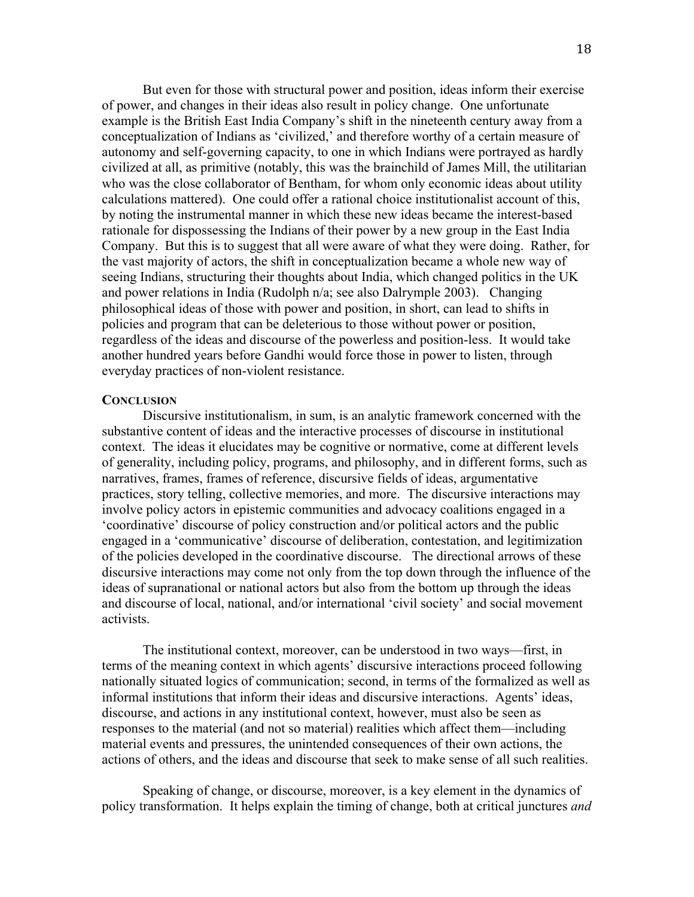But even for those with structural power and position, ideas inform their exercise of power, and changes in their ideas also result in policy change. One unfortunate example is the British East India Company's shift in the nineteenth century away from a conceptualization of Indians as 'civilized,' and therefore worthy of a certain measure of autonomy and self-governing capacity, to one in which Indians were portrayed as hardly civilized at all, as primitive (notably, this was the brainchild of James Mill, the utilitarian who was the close collaborator of Bentham, for whom only economic ideas about utility calculations mattered). One could offer a rational choice institutionalist account of this, by noting the instrumental manner in which these new ideas became the interest-based rationale for dispossessing the Indians of their power by a new group in the East India Company. But this is to suggest that all were aware of what they were doing. Rather, for the vast majority of actors, the shift in conceptualization became a whole new way of seeing Indians, structuring their thoughts about India, which changed politics in the UK and power relations in India (Rudolph n/a; see also Dalrymple 2003). Changing philosophical ideas of those with power and position, in short, can lead to shifts in policies and program that can be deleterious to those without power or position, regardless of the ideas and discourse of the powerless and position-less. It would take another hundred years before Gandhi would force those in power to listen, through everyday practices of non-violent resistance.

## CONCLUSION

Discursive institutionalism, in sum, is an analytic framework concerned with the substantive content of ideas and the interactive processes of discourse in institutional context. The ideas it elucidates may be cognitive or normative, come at different levels of generality, including policy, programs, and philosophy, and in different forms, such as narratives, frames, frames of reference, discursive fields of ideas, argumentative practices, story telling, collective memories, and more. The discursive interactions may involve policy actors in epistemic communities and advocacy coalitions engaged in a 'coordinative' discourse of policy construction and/or political actors and the public engaged in a 'communicative' discourse of deliberation, contestation, and legitimization of the policies developed in the coordinative discourse. The directional arrows of these discursive interactions may come not only from the top down through the influence of the ideas of supranational or national actors but also from the bottom up through the ideas and discourse of local, national, and/or international 'civil society' and social movement activists.

The institutional context, moreover, can be understood in two ways—first, in terms of the meaning context in which agents' discursive interactions proceed following nationally situated logics of communication; second, in terms of the formalized as well as informal institutions that inform their ideas and discursive interactions. Agents' ideas, discourse, and actions in any institutional context, however, must also be seen as responses to the material (and not so material) realities which affect them—including material events and pressures, the unintended consequences of their own actions, the actions of others, and the ideas and discourse that seek to make sense of all such realities.

Speaking of change, or discourse, moreover, is a key element in the dynamics of policy transformation. It helps explain the timing of change, both at critical junctures *and*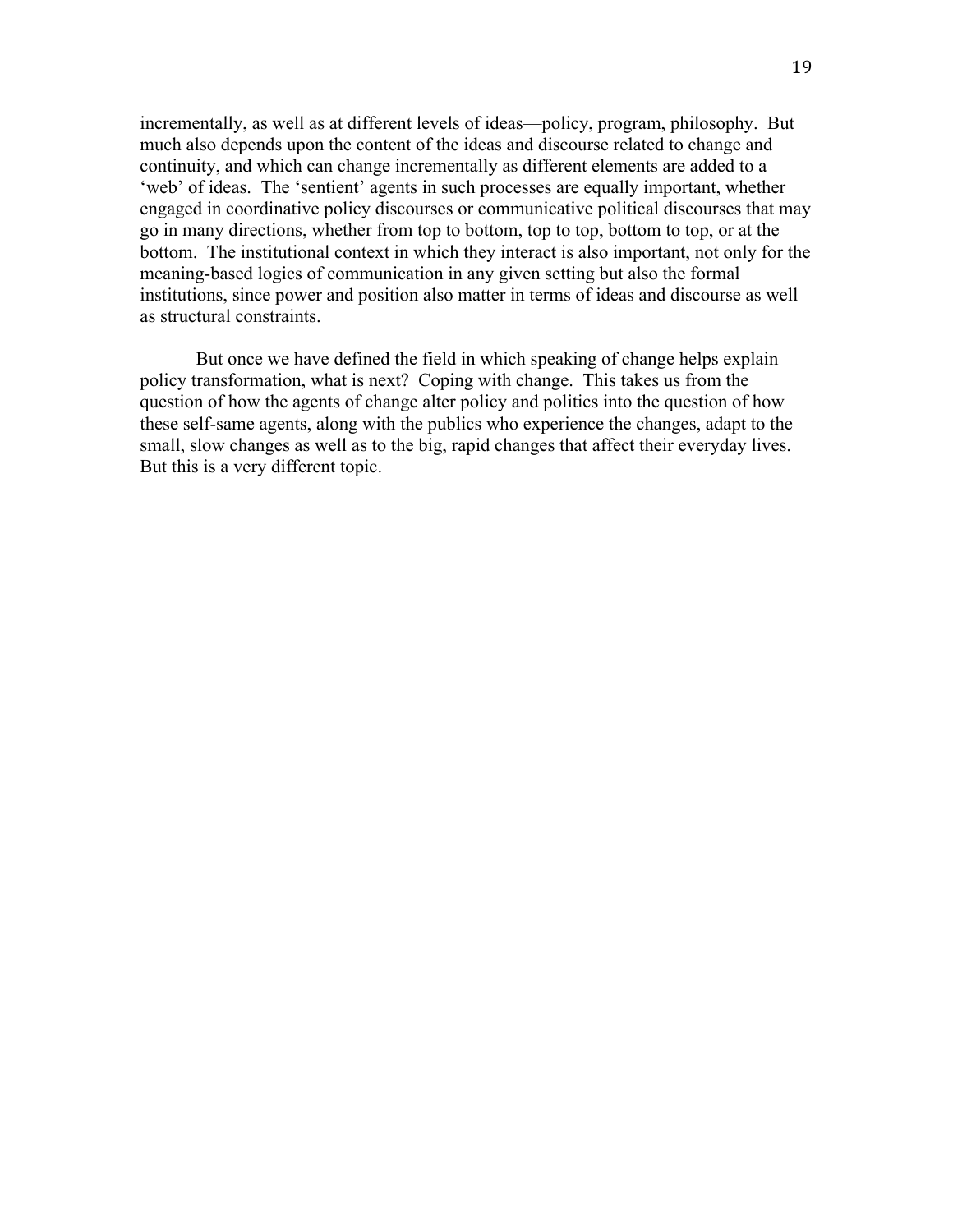incrementally, as well as at different levels of ideas—policy, program, philosophy. But much also depends upon the content of the ideas and discourse related to change and continuity, and which can change incrementally as different elements are added to a 'web' of ideas. The 'sentient' agents in such processes are equally important, whether engaged in coordinative policy discourses or communicative political discourses that may go in many directions, whether from top to bottom, top to top, bottom to top, or at the bottom. The institutional context in which they interact is also important, not only for the meaning-based logics of communication in any given setting but also the formal institutions, since power and position also matter in terms of ideas and discourse as well as structural constraints.

But once we have defined the field in which speaking of change helps explain policy transformation, what is next? Coping with change. This takes us from the question of how the agents of change alter policy and politics into the question of how these self-same agents, along with the publics who experience the changes, adapt to the small, slow changes as well as to the big, rapid changes that affect their everyday lives. But this is a very different topic.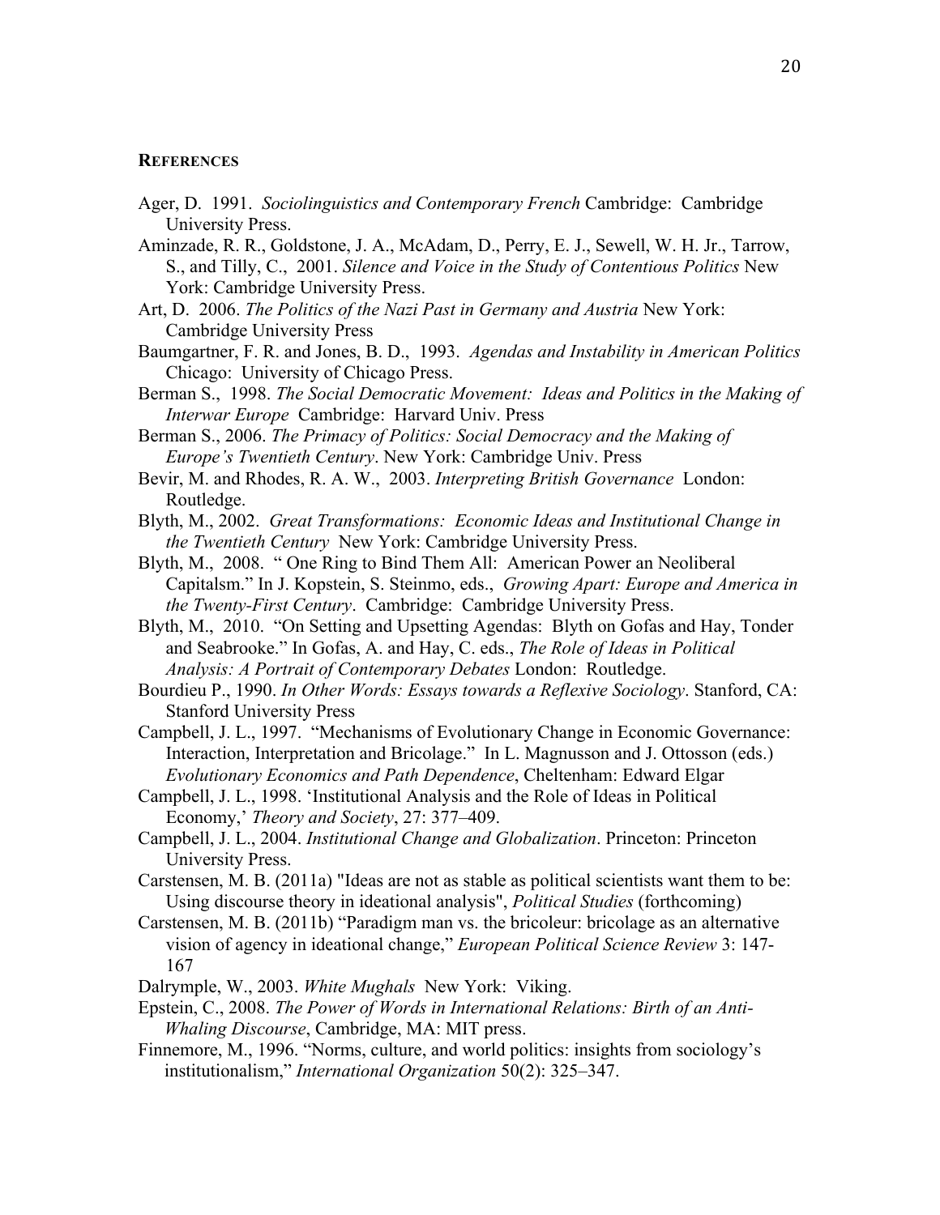## References

Ager, D. 1991. *Sociolinguistics and Contemporary French* Cambridge: Cambridge University Press.

Aminzade, R. R., Goldstone, J. A., McAdam, D., Perry, E. J., Sewell, W. H. Jr., Tarrow, S., and Tilly, C., 2001. *Silence and Voice in the Study of Contentious Politics* New York: Cambridge University Press.

Art, D. 2006. *The Politics of the Nazi Past in Germany and Austria* New York: Cambridge University Press

Baumgartner, F. R. and Jones, B. D., 1993. *Agendas and Instability in American Politics* Chicago: University of Chicago Press.

Berman S., 1998. *The Social Democratic Movement: Ideas and Politics in the Making of Interwar Europe* Cambridge: Harvard Univ. Press

Berman S., 2006. *The Primacy of Politics: Social Democracy and the Making of Europe's Twentieth Century*. New York: Cambridge Univ. Press

Bevir, M. and Rhodes, R. A. W., 2003. *Interpreting British Governance* London: Routledge.

Blyth, M., 2002. *Great Transformations: Economic Ideas and Institutional Change in the Twentieth Century* New York: Cambridge University Press.

Blyth, M., 2008. " One Ring to Bind Them All: American Power an Neoliberal Capitalsm." In J. Kopstein, S. Steinmo, eds., *Growing Apart: Europe and America in the Twenty-First Century*. Cambridge: Cambridge University Press.

Blyth, M., 2010. "On Setting and Upsetting Agendas: Blyth on Gofas and Hay, Tonder and Seabrooke." In Gofas, A. and Hay, C. eds., *The Role of Ideas in Political Analysis: A Portrait of Contemporary Debates* London: Routledge.

Bourdieu P., 1990. *In Other Words: Essays towards a Reflexive Sociology*. Stanford, CA: Stanford University Press

Campbell, J. L., 1997. "Mechanisms of Evolutionary Change in Economic Governance: Interaction, Interpretation and Bricolage." In L. Magnusson and J. Ottosson (eds.) *Evolutionary Economics and Path Dependence*, Cheltenham: Edward Elgar

Campbell, J. L., 1998. 'Institutional Analysis and the Role of Ideas in Political Economy,' *Theory and Society*, 27: 377–409.

Campbell, J. L., 2004. *Institutional Change and Globalization*. Princeton: Princeton University Press.

Carstensen, M. B. (2011a) "Ideas are not as stable as political scientists want them to be: Using discourse theory in ideational analysis", *Political Studies* (forthcoming)

Carstensen, M. B. (2011b) "Paradigm man vs. the bricoleur: bricolage as an alternative vision of agency in ideational change," *European Political Science Review* 3: 147-167

Dalrymple, W., 2003. *White Mughals* New York: Viking.

Epstein, C., 2008. *The Power of Words in International Relations: Birth of an Anti-Whaling Discourse*, Cambridge, MA: MIT press.

Finnemore, M., 1996. "Norms, culture, and world politics: insights from sociology's institutionalism," *International Organization* 50(2): 325–347.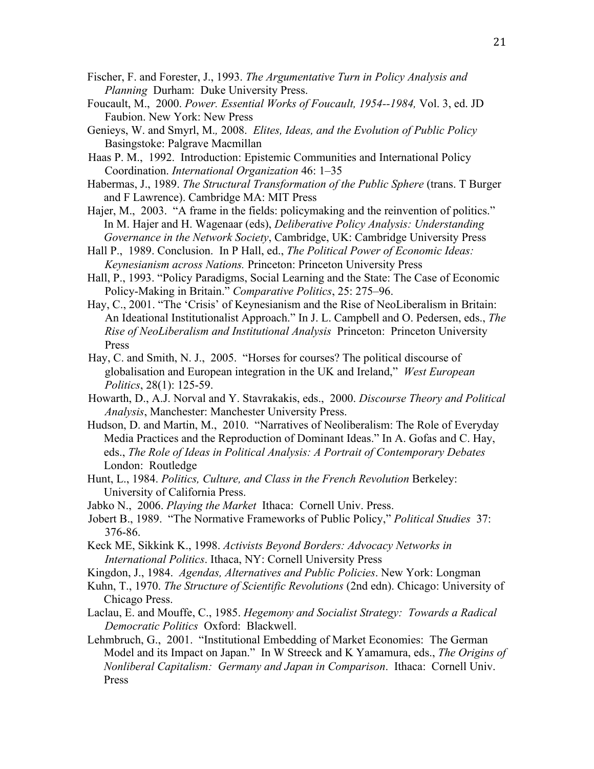Fischer, F. and Forester, J., 1993. *The Argumentative Turn in Policy Analysis and Planning* Durham: Duke University Press.

Foucault, M., 2000. *Power. Essential Works of Foucault, 1954--1984,* Vol. 3, ed. JD Faubion. New York: New Press

Genieys, W. and Smyrl, M., 2008. *Elites, Ideas, and the Evolution of Public Policy* Basingstoke: Palgrave Macmillan

Haas P. M., 1992. Introduction: Epistemic Communities and International Policy Coordination. *International Organization* 46: 1–35

Habermas, J., 1989. *The Structural Transformation of the Public Sphere* (trans. T Burger and F Lawrence). Cambridge MA: MIT Press

Hajer, M., 2003. "A frame in the fields: policymaking and the reinvention of politics." In M. Hajer and H. Wagenaar (eds), *Deliberative Policy Analysis: Understanding Governance in the Network Society*, Cambridge, UK: Cambridge University Press

Hall P., 1989. Conclusion. In P Hall, ed., *The Political Power of Economic Ideas: Keynesianism across Nations.* Princeton: Princeton University Press

Hall, P., 1993. "Policy Paradigms, Social Learning and the State: The Case of Economic Policy-Making in Britain." *Comparative Politics*, 25: 275–96.

Hay, C., 2001. "The 'Crisis' of Keynesianism and the Rise of NeoLiberalism in Britain: An Ideational Institutionalist Approach." In J. L. Campbell and O. Pedersen, eds., *The Rise of NeoLiberalism and Institutional Analysis* Princeton: Princeton University Press

Hay, C. and Smith, N. J., 2005. "Horses for courses? The political discourse of globalisation and European integration in the UK and Ireland," *West European Politics*, 28(1): 125-59.

Howarth, D., A.J. Norval and Y. Stavrakakis, eds., 2000. *Discourse Theory and Political Analysis*, Manchester: Manchester University Press.

Hudson, D. and Martin, M., 2010. "Narratives of Neoliberalism: The Role of Everyday Media Practices and the Reproduction of Dominant Ideas." In A. Gofas and C. Hay, eds., *The Role of Ideas in Political Analysis: A Portrait of Contemporary Debates* London: Routledge

Hunt, L., 1984. *Politics, Culture, and Class in the French Revolution* Berkeley: University of California Press.

Jabko N., 2006. *Playing the Market* Ithaca: Cornell Univ. Press.

Jobert B., 1989. "The Normative Frameworks of Public Policy," *Political Studies* 37: 376-86.

Keck ME, Sikkink K., 1998. *Activists Beyond Borders: Advocacy Networks in International Politics*. Ithaca, NY: Cornell University Press

Kingdon, J., 1984. *Agendas, Alternatives and Public Policies*. New York: Longman

Kuhn, T., 1970. *The Structure of Scientific Revolutions* (2nd edn). Chicago: University of Chicago Press.

Laclau, E. and Mouffe, C., 1985. *Hegemony and Socialist Strategy: Towards a Radical Democratic Politics* Oxford: Blackwell.

Lehmbruch, G., 2001. "Institutional Embedding of Market Economies: The German Model and its Impact on Japan." In W Streeck and K Yamamura, eds., *The Origins of Nonliberal Capitalism: Germany and Japan in Comparison*. Ithaca: Cornell Univ. Press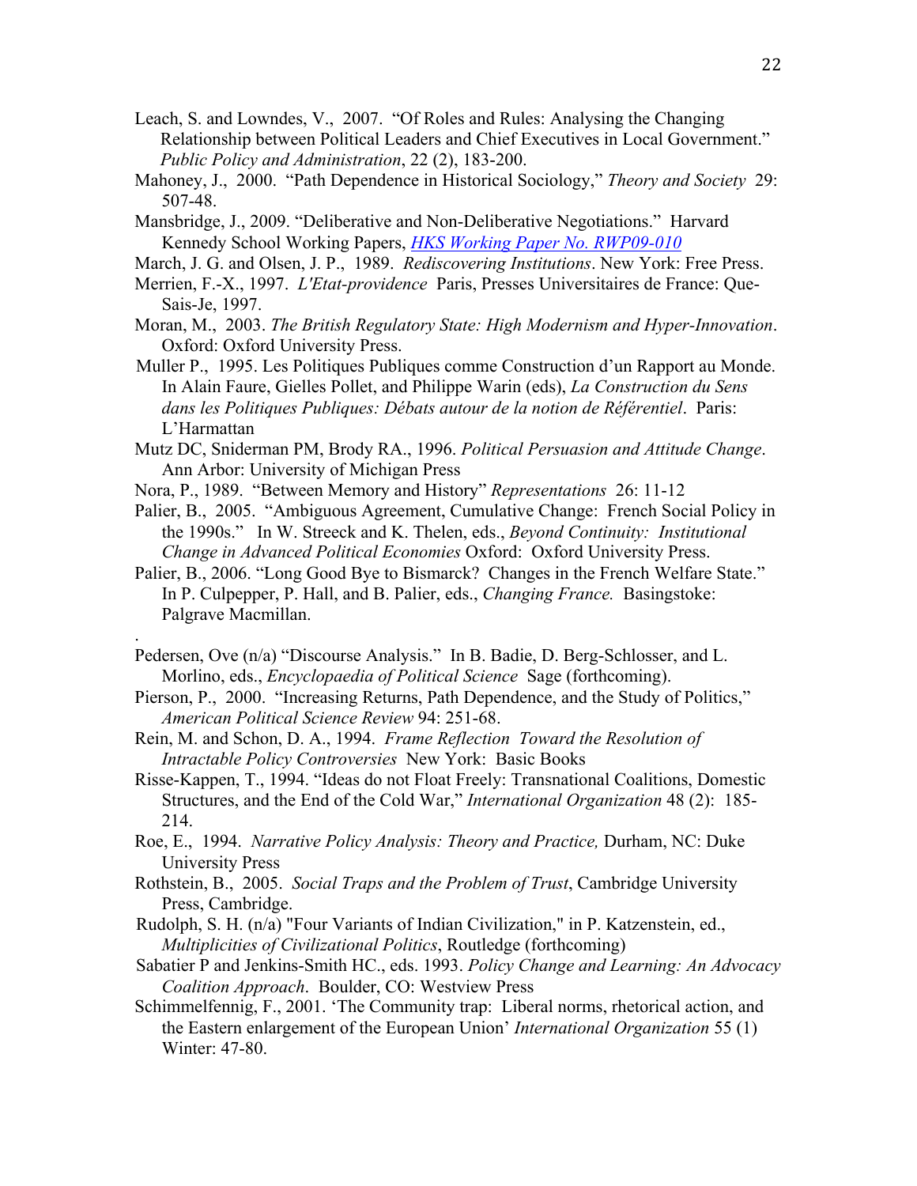Leach, S. and Lowndes, V., 2007. "Of Roles and Rules: Analysing the Changing Relationship between Political Leaders and Chief Executives in Local Government." *Public Policy and Administration*, 22 (2), 183-200.

Mahoney, J., 2000. "Path Dependence in Historical Sociology," *Theory and Society* 29: 507-48.

Mansbridge, J., 2009. "Deliberative and Non-Deliberative Negotiations." Harvard Kennedy School Working Papers, *HKS Working Paper No. RWP09-010*

March, J. G. and Olsen, J. P., 1989. *Rediscovering Institutions*. New York: Free Press.

Merrien, F.-X., 1997. *L'Etat-providence* Paris, Presses Universitaires de France: Que-Sais-Je, 1997.

Moran, M., 2003. *The British Regulatory State: High Modernism and Hyper-Innovation*. Oxford: Oxford University Press.

Muller P., 1995. Les Politiques Publiques comme Construction d'un Rapport au Monde. In Alain Faure, Gielles Pollet, and Philippe Warin (eds), *La Construction du Sens dans les Politiques Publiques: Débats autour de la notion de Référentiel*. Paris: L'Harmattan

Mutz DC, Sniderman PM, Brody RA., 1996. *Political Persuasion and Attitude Change*. Ann Arbor: University of Michigan Press

Nora, P., 1989. "Between Memory and History" *Representations* 26: 11-12

Palier, B., 2005. "Ambiguous Agreement, Cumulative Change: French Social Policy in the 1990s." In W. Streeck and K. Thelen, eds., *Beyond Continuity: Institutional Change in Advanced Political Economies* Oxford: Oxford University Press.

Palier, B., 2006. "Long Good Bye to Bismarck? Changes in the French Welfare State." In P. Culpepper, P. Hall, and B. Palier, eds., *Changing France.* Basingstoke: Palgrave Macmillan.

.

Pedersen, Ove (n/a) "Discourse Analysis." In B. Badie, D. Berg-Schlosser, and L. Morlino, eds., *Encyclopaedia of Political Science* Sage (forthcoming).

Pierson, P., 2000. "Increasing Returns, Path Dependence, and the Study of Politics," *American Political Science Review* 94: 251-68.

Rein, M. and Schon, D. A., 1994. *Frame Reflection Toward the Resolution of Intractable Policy Controversies* New York: Basic Books

Risse-Kappen, T., 1994. "Ideas do not Float Freely: Transnational Coalitions, Domestic Structures, and the End of the Cold War," *International Organization* 48 (2): 185-214.

Roe, E., 1994. *Narrative Policy Analysis: Theory and Practice,* Durham, NC: Duke University Press

Rothstein, B., 2005. *Social Traps and the Problem of Trust*, Cambridge University Press, Cambridge.

Rudolph, S. H. (n/a) "Four Variants of Indian Civilization," in P. Katzenstein, ed., *Multiplicities of Civilizational Politics*, Routledge (forthcoming)

Sabatier P and Jenkins-Smith HC., eds. 1993. *Policy Change and Learning: An Advocacy Coalition Approach*. Boulder, CO: Westview Press

Schimmelfennig, F., 2001. 'The Community trap: Liberal norms, rhetorical action, and the Eastern enlargement of the European Union' *International Organization* 55 (1) Winter: 47-80.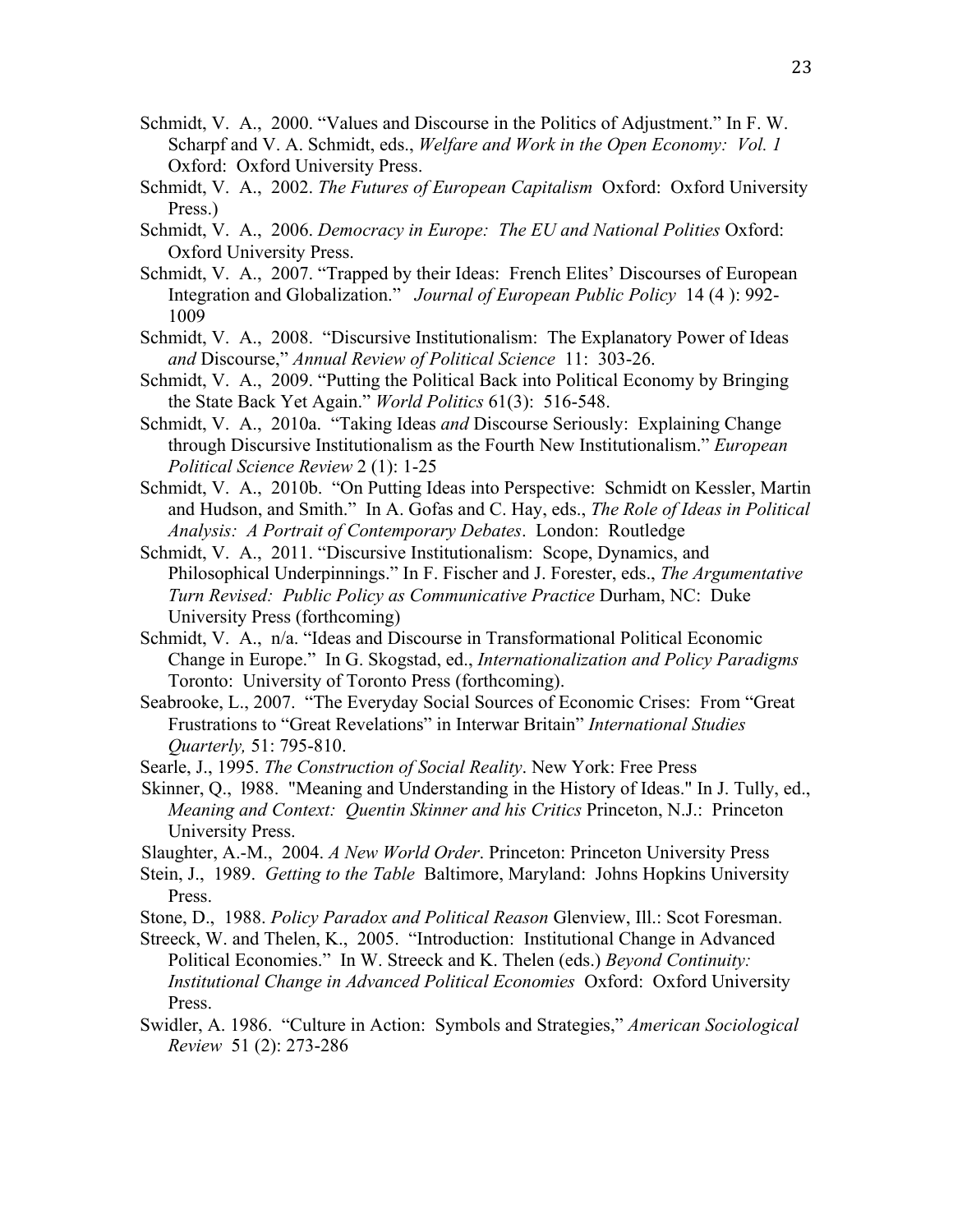Schmidt, V. A., 2000. "Values and Discourse in the Politics of Adjustment." In F. W. Scharpf and V. A. Schmidt, eds., *Welfare and Work in the Open Economy: Vol. 1* Oxford: Oxford University Press.

Schmidt, V. A., 2002. *The Futures of European Capitalism* Oxford: Oxford University Press.)

Schmidt, V. A., 2006. *Democracy in Europe: The EU and National Polities* Oxford: Oxford University Press.

Schmidt, V. A., 2007. "Trapped by their Ideas: French Elites' Discourses of European Integration and Globalization." *Journal of European Public Policy* 14 (4 ): 992-1009

Schmidt, V. A., 2008. "Discursive Institutionalism: The Explanatory Power of Ideas *and* Discourse," *Annual Review of Political Science* 11: 303-26.

Schmidt, V. A., 2009. "Putting the Political Back into Political Economy by Bringing the State Back Yet Again." *World Politics* 61(3): 516-548.

Schmidt, V. A., 2010a. "Taking Ideas *and* Discourse Seriously: Explaining Change through Discursive Institutionalism as the Fourth New Institutionalism." *European Political Science Review* 2 (1): 1-25

Schmidt, V. A., 2010b. "On Putting Ideas into Perspective: Schmidt on Kessler, Martin and Hudson, and Smith." In A. Gofas and C. Hay, eds., *The Role of Ideas in Political Analysis: A Portrait of Contemporary Debates*. London: Routledge

Schmidt, V. A., 2011. "Discursive Institutionalism: Scope, Dynamics, and Philosophical Underpinnings." In F. Fischer and J. Forester, eds., *The Argumentative Turn Revised: Public Policy as Communicative Practice* Durham, NC: Duke University Press (forthcoming)

Schmidt, V. A., n/a. "Ideas and Discourse in Transformational Political Economic Change in Europe." In G. Skogstad, ed., *Internationalization and Policy Paradigms* Toronto: University of Toronto Press (forthcoming).

Seabrooke, L., 2007. "The Everyday Social Sources of Economic Crises: From "Great Frustrations to "Great Revelations" in Interwar Britain" *International Studies Quarterly,* 51: 795-810.

Searle, J., 1995. *The Construction of Social Reality*. New York: Free Press

Skinner, Q., l988. "Meaning and Understanding in the History of Ideas." In J. Tully, ed., *Meaning and Context: Quentin Skinner and his Critics* Princeton, N.J.: Princeton University Press.

Slaughter, A.-M., 2004. *A New World Order*. Princeton: Princeton University Press

Stein, J., 1989. *Getting to the Table* Baltimore, Maryland: Johns Hopkins University Press.

Stone, D., 1988. *Policy Paradox and Political Reason* Glenview, Ill.: Scot Foresman.

Streeck, W. and Thelen, K., 2005. "Introduction: Institutional Change in Advanced Political Economies." In W. Streeck and K. Thelen (eds.) *Beyond Continuity: Institutional Change in Advanced Political Economies* Oxford: Oxford University Press.

Swidler, A. 1986. "Culture in Action: Symbols and Strategies," *American Sociological Review* 51 (2): 273-286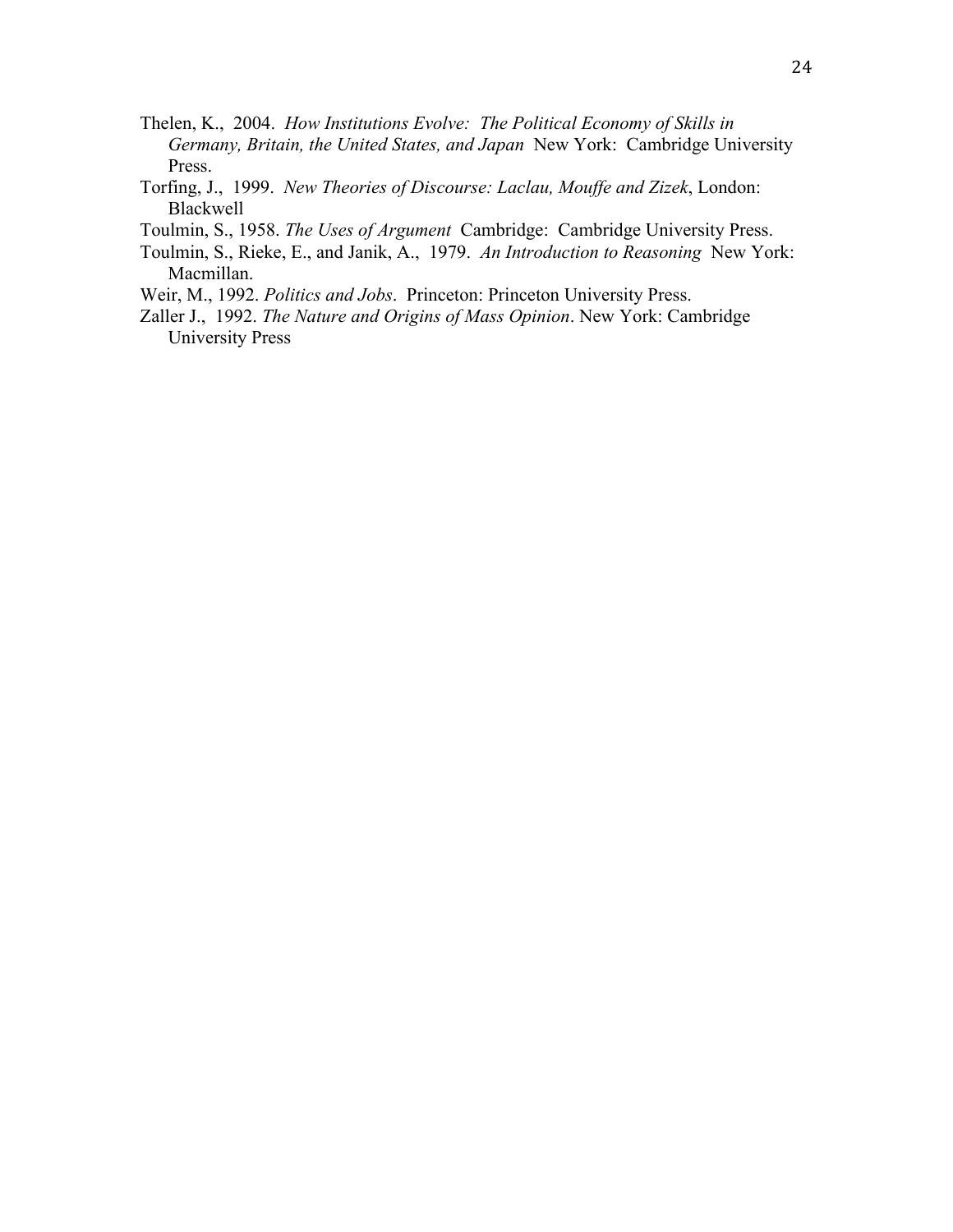Thelen, K., 2004. *How Institutions Evolve: The Political Economy of Skills in Germany, Britain, the United States, and Japan* New York: Cambridge University Press.

Torfing, J., 1999. *New Theories of Discourse: Laclau, Mouffe and Zizek*, London: Blackwell

Toulmin, S., 1958. *The Uses of Argument* Cambridge: Cambridge University Press.

Toulmin, S., Rieke, E., and Janik, A., 1979. *An Introduction to Reasoning* New York: Macmillan.

Weir, M., 1992. *Politics and Jobs*. Princeton: Princeton University Press.

Zaller J., 1992. *The Nature and Origins of Mass Opinion*. New York: Cambridge University Press